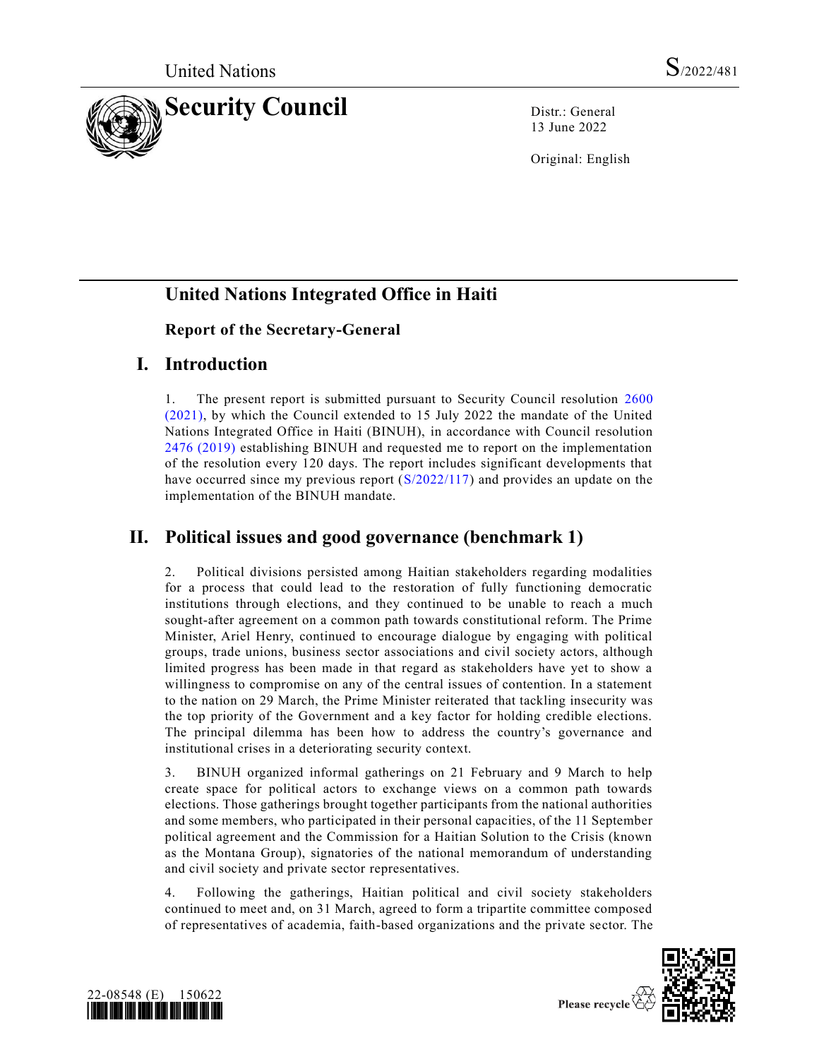United Nations S/2022/481

# Security Council

Distr.: General
13 June 2022

Original: English

## United Nations Integrated Office in Haiti

### Report of the Secretary-General

## I. Introduction

1. The present report is submitted pursuant to Security Council resolution 2600 (2021), by which the Council extended to 15 July 2022 the mandate of the United Nations Integrated Office in Haiti (BINUH), in accordance with Council resolution 2476 (2019) establishing BINUH and requested me to report on the implementation of the resolution every 120 days. The report includes significant developments that have occurred since my previous report (S/2022/117) and provides an update on the implementation of the BINUH mandate.

## II. Political issues and good governance (benchmark 1)

2. Political divisions persisted among Haitian stakeholders regarding modalities for a process that could lead to the restoration of fully functioning democratic institutions through elections, and they continued to be unable to reach a much sought-after agreement on a common path towards constitutional reform. The Prime Minister, Ariel Henry, continued to encourage dialogue by engaging with political groups, trade unions, business sector associations and civil society actors, although limited progress has been made in that regard as stakeholders have yet to show a willingness to compromise on any of the central issues of contention. In a statement to the nation on 29 March, the Prime Minister reiterated that tackling insecurity was the top priority of the Government and a key factor for holding credible elections. The principal dilemma has been how to address the country's governance and institutional crises in a deteriorating security context.

3. BINUH organized informal gatherings on 21 February and 9 March to help create space for political actors to exchange views on a common path towards elections. Those gatherings brought together participants from the national authorities and some members, who participated in their personal capacities, of the 11 September political agreement and the Commission for a Haitian Solution to the Crisis (known as the Montana Group), signatories of the national memorandum of understanding and civil society and private sector representatives.

4. Following the gatherings, Haitian political and civil society stakeholders continued to meet and, on 31 March, agreed to form a tripartite committee composed of representatives of academia, faith-based organizations and the private sector. The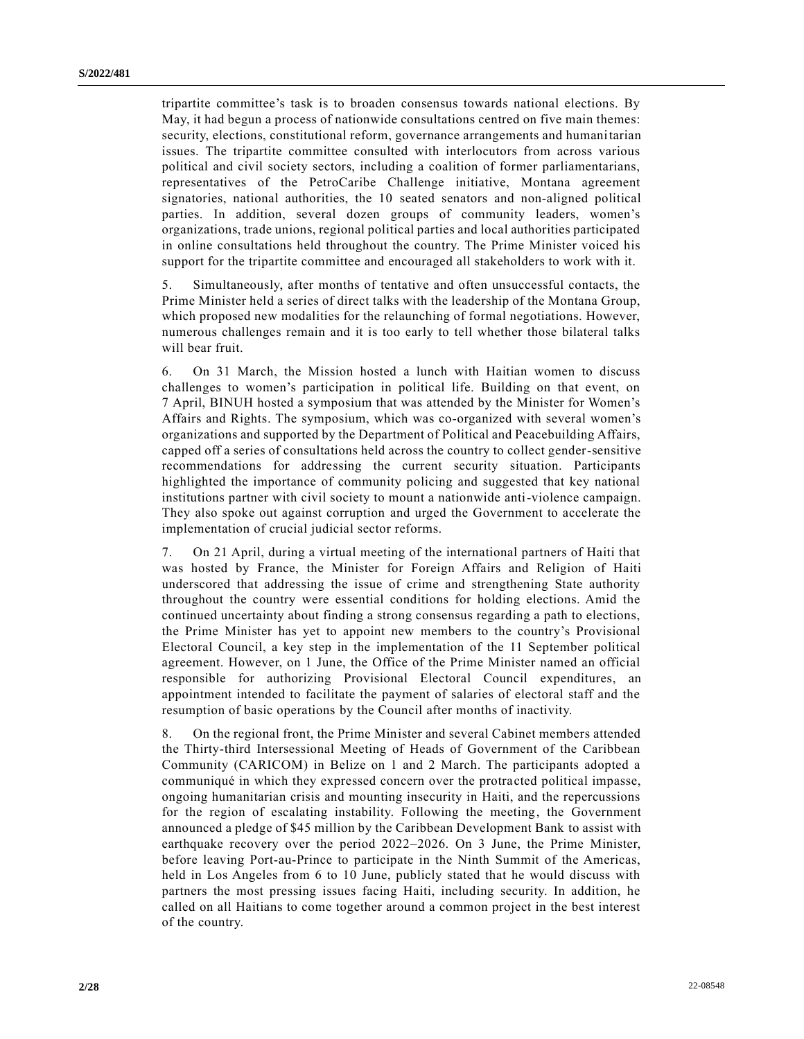tripartite committee's task is to broaden consensus towards national elections. By May, it had begun a process of nationwide consultations centred on five main themes: security, elections, constitutional reform, governance arrangements and humanitarian issues. The tripartite committee consulted with interlocutors from across various political and civil society sectors, including a coalition of former parliamentarians, representatives of the PetroCaribe Challenge initiative, Montana agreement signatories, national authorities, the 10 seated senators and non-aligned political parties. In addition, several dozen groups of community leaders, women's organizations, trade unions, regional political parties and local authorities participated in online consultations held throughout the country. The Prime Minister voiced his support for the tripartite committee and encouraged all stakeholders to work with it.

5. Simultaneously, after months of tentative and often unsuccessful contacts, the Prime Minister held a series of direct talks with the leadership of the Montana Group, which proposed new modalities for the relaunching of formal negotiations. However, numerous challenges remain and it is too early to tell whether those bilateral talks will bear fruit.

6. On 31 March, the Mission hosted a lunch with Haitian women to discuss challenges to women's participation in political life. Building on that event, on 7 April, BINUH hosted a symposium that was attended by the Minister for Women's Affairs and Rights. The symposium, which was co-organized with several women's organizations and supported by the Department of Political and Peacebuilding Affairs, capped off a series of consultations held across the country to collect gender-sensitive recommendations for addressing the current security situation. Participants highlighted the importance of community policing and suggested that key national institutions partner with civil society to mount a nationwide anti-violence campaign. They also spoke out against corruption and urged the Government to accelerate the implementation of crucial judicial sector reforms.

7. On 21 April, during a virtual meeting of the international partners of Haiti that was hosted by France, the Minister for Foreign Affairs and Religion of Haiti underscored that addressing the issue of crime and strengthening State authority throughout the country were essential conditions for holding elections. Amid the continued uncertainty about finding a strong consensus regarding a path to elections, the Prime Minister has yet to appoint new members to the country's Provisional Electoral Council, a key step in the implementation of the 11 September political agreement. However, on 1 June, the Office of the Prime Minister named an official responsible for authorizing Provisional Electoral Council expenditures, an appointment intended to facilitate the payment of salaries of electoral staff and the resumption of basic operations by the Council after months of inactivity.

8. On the regional front, the Prime Minister and several Cabinet members attended the Thirty-third Intersessional Meeting of Heads of Government of the Caribbean Community (CARICOM) in Belize on 1 and 2 March. The participants adopted a communiqué in which they expressed concern over the protracted political impasse, ongoing humanitarian crisis and mounting insecurity in Haiti, and the repercussions for the region of escalating instability. Following the meeting, the Government announced a pledge of $45 million by the Caribbean Development Bank to assist with earthquake recovery over the period 2022–2026. On 3 June, the Prime Minister, before leaving Port-au-Prince to participate in the Ninth Summit of the Americas, held in Los Angeles from 6 to 10 June, publicly stated that he would discuss with partners the most pressing issues facing Haiti, including security. In addition, he called on all Haitians to come together around a common project in the best interest of the country.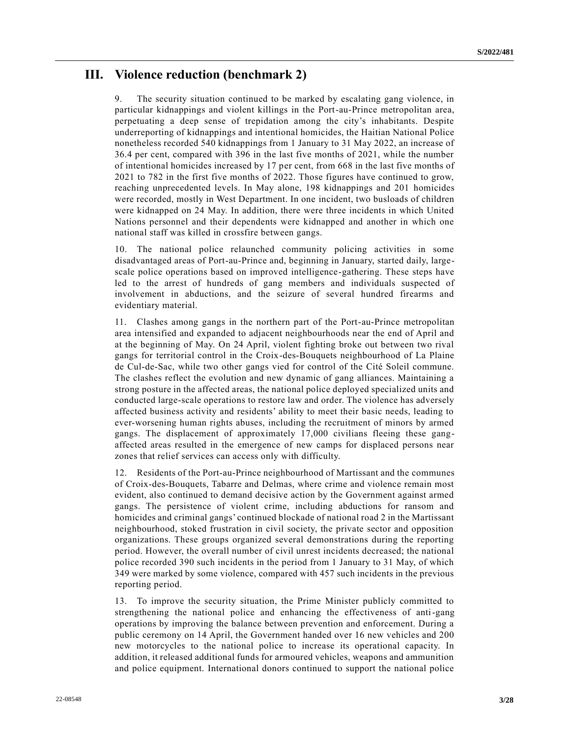## III. Violence reduction (benchmark 2)

9. The security situation continued to be marked by escalating gang violence, in particular kidnappings and violent killings in the Port-au-Prince metropolitan area, perpetuating a deep sense of trepidation among the city's inhabitants. Despite underreporting of kidnappings and intentional homicides, the Haitian National Police nonetheless recorded 540 kidnappings from 1 January to 31 May 2022, an increase of 36.4 per cent, compared with 396 in the last five months of 2021, while the number of intentional homicides increased by 17 per cent, from 668 in the last five months of 2021 to 782 in the first five months of 2022. Those figures have continued to grow, reaching unprecedented levels. In May alone, 198 kidnappings and 201 homicides were recorded, mostly in West Department. In one incident, two busloads of children were kidnapped on 24 May. In addition, there were three incidents in which United Nations personnel and their dependents were kidnapped and another in which one national staff was killed in crossfire between gangs.

10. The national police relaunched community policing activities in some disadvantaged areas of Port-au-Prince and, beginning in January, started daily, large-scale police operations based on improved intelligence-gathering. These steps have led to the arrest of hundreds of gang members and individuals suspected of involvement in abductions, and the seizure of several hundred firearms and evidentiary material.

11. Clashes among gangs in the northern part of the Port-au-Prince metropolitan area intensified and expanded to adjacent neighbourhoods near the end of April and at the beginning of May. On 24 April, violent fighting broke out between two rival gangs for territorial control in the Croix-des-Bouquets neighbourhood of La Plaine de Cul-de-Sac, while two other gangs vied for control of the Cité Soleil commune. The clashes reflect the evolution and new dynamic of gang alliances. Maintaining a strong posture in the affected areas, the national police deployed specialized units and conducted large-scale operations to restore law and order. The violence has adversely affected business activity and residents' ability to meet their basic needs, leading to ever-worsening human rights abuses, including the recruitment of minors by armed gangs. The displacement of approximately 17,000 civilians fleeing these gang-affected areas resulted in the emergence of new camps for displaced persons near zones that relief services can access only with difficulty.

12. Residents of the Port-au-Prince neighbourhood of Martissant and the communes of Croix-des-Bouquets, Tabarre and Delmas, where crime and violence remain most evident, also continued to demand decisive action by the Government against armed gangs. The persistence of violent crime, including abductions for ransom and homicides and criminal gangs' continued blockade of national road 2 in the Martissant neighbourhood, stoked frustration in civil society, the private sector and opposition organizations. These groups organized several demonstrations during the reporting period. However, the overall number of civil unrest incidents decreased; the national police recorded 390 such incidents in the period from 1 January to 31 May, of which 349 were marked by some violence, compared with 457 such incidents in the previous reporting period.

13. To improve the security situation, the Prime Minister publicly committed to strengthening the national police and enhancing the effectiveness of anti-gang operations by improving the balance between prevention and enforcement. During a public ceremony on 14 April, the Government handed over 16 new vehicles and 200 new motorcycles to the national police to increase its operational capacity. In addition, it released additional funds for armoured vehicles, weapons and ammunition and police equipment. International donors continued to support the national police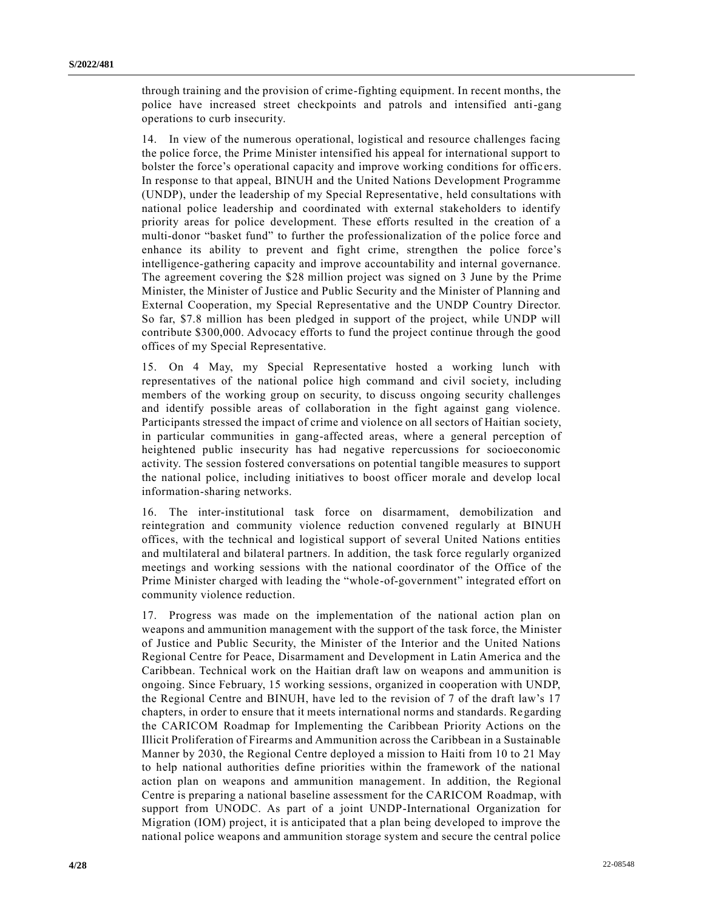through training and the provision of crime-fighting equipment. In recent months, the police have increased street checkpoints and patrols and intensified anti-gang operations to curb insecurity.

14. In view of the numerous operational, logistical and resource challenges facing the police force, the Prime Minister intensified his appeal for international support to bolster the force's operational capacity and improve working conditions for officers. In response to that appeal, BINUH and the United Nations Development Programme (UNDP), under the leadership of my Special Representative, held consultations with national police leadership and coordinated with external stakeholders to identify priority areas for police development. These efforts resulted in the creation of a multi-donor "basket fund" to further the professionalization of the police force and enhance its ability to prevent and fight crime, strengthen the police force's intelligence-gathering capacity and improve accountability and internal governance. The agreement covering the $28 million project was signed on 3 June by the Prime Minister, the Minister of Justice and Public Security and the Minister of Planning and External Cooperation, my Special Representative and the UNDP Country Director. So far, $7.8 million has been pledged in support of the project, while UNDP will contribute $300,000. Advocacy efforts to fund the project continue through the good offices of my Special Representative.

15. On 4 May, my Special Representative hosted a working lunch with representatives of the national police high command and civil society, including members of the working group on security, to discuss ongoing security challenges and identify possible areas of collaboration in the fight against gang violence. Participants stressed the impact of crime and violence on all sectors of Haitian society, in particular communities in gang-affected areas, where a general perception of heightened public insecurity has had negative repercussions for socioeconomic activity. The session fostered conversations on potential tangible measures to support the national police, including initiatives to boost officer morale and develop local information-sharing networks.

16. The inter-institutional task force on disarmament, demobilization and reintegration and community violence reduction convened regularly at BINUH offices, with the technical and logistical support of several United Nations entities and multilateral and bilateral partners. In addition, the task force regularly organized meetings and working sessions with the national coordinator of the Office of the Prime Minister charged with leading the "whole-of-government" integrated effort on community violence reduction.

17. Progress was made on the implementation of the national action plan on weapons and ammunition management with the support of the task force, the Minister of Justice and Public Security, the Minister of the Interior and the United Nations Regional Centre for Peace, Disarmament and Development in Latin America and the Caribbean. Technical work on the Haitian draft law on weapons and ammunition is ongoing. Since February, 15 working sessions, organized in cooperation with UNDP, the Regional Centre and BINUH, have led to the revision of 7 of the draft law's 17 chapters, in order to ensure that it meets international norms and standards. Regarding the CARICOM Roadmap for Implementing the Caribbean Priority Actions on the Illicit Proliferation of Firearms and Ammunition across the Caribbean in a Sustainable Manner by 2030, the Regional Centre deployed a mission to Haiti from 10 to 21 May to help national authorities define priorities within the framework of the national action plan on weapons and ammunition management. In addition, the Regional Centre is preparing a national baseline assessment for the CARICOM Roadmap, with support from UNODC. As part of a joint UNDP-International Organization for Migration (IOM) project, it is anticipated that a plan being developed to improve the national police weapons and ammunition storage system and secure the central police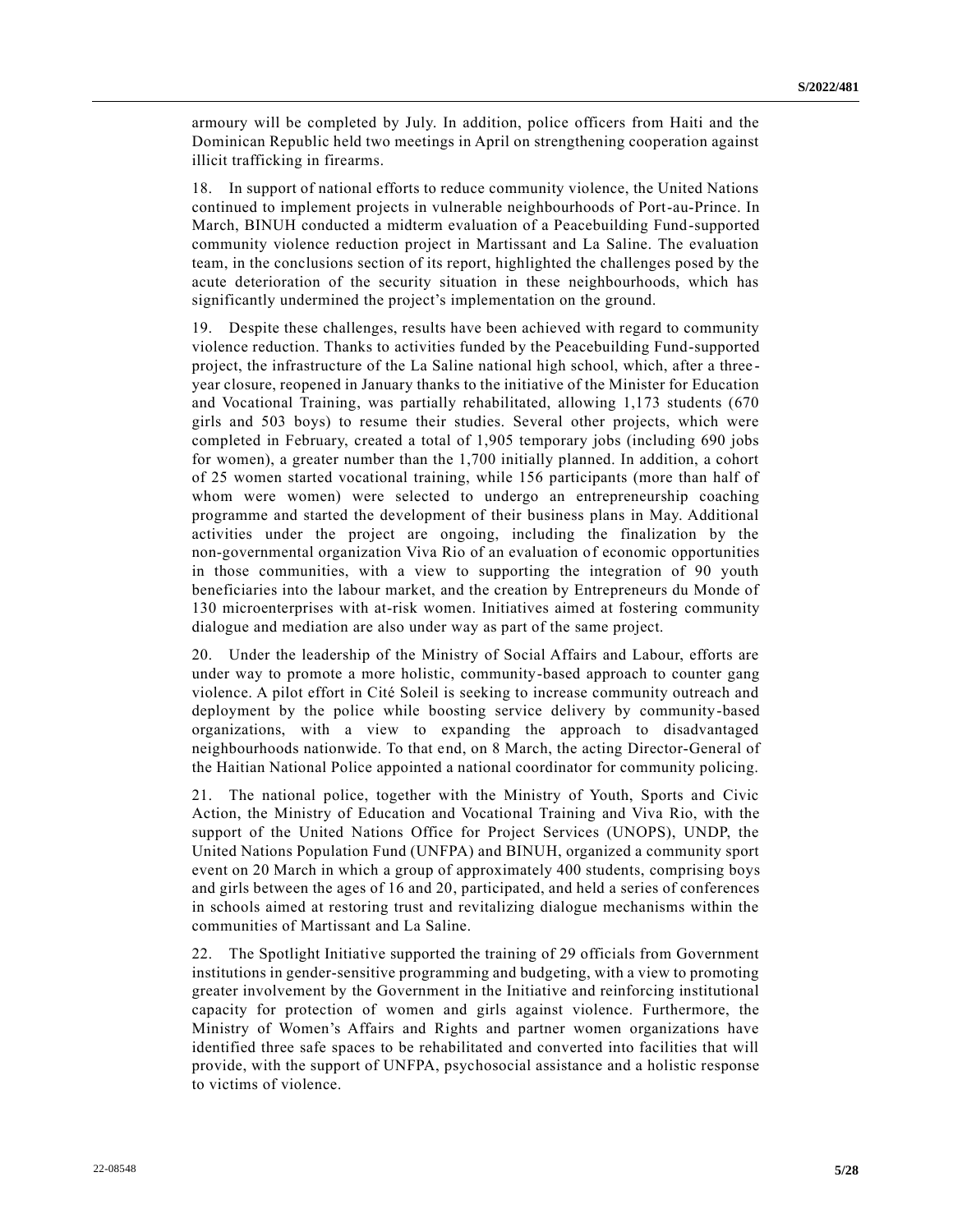armoury will be completed by July. In addition, police officers from Haiti and the Dominican Republic held two meetings in April on strengthening cooperation against illicit trafficking in firearms.

18. In support of national efforts to reduce community violence, the United Nations continued to implement projects in vulnerable neighbourhoods of Port-au-Prince. In March, BINUH conducted a midterm evaluation of a Peacebuilding Fund-supported community violence reduction project in Martissant and La Saline. The evaluation team, in the conclusions section of its report, highlighted the challenges posed by the acute deterioration of the security situation in these neighbourhoods, which has significantly undermined the project's implementation on the ground.

19. Despite these challenges, results have been achieved with regard to community violence reduction. Thanks to activities funded by the Peacebuilding Fund-supported project, the infrastructure of the La Saline national high school, which, after a three-year closure, reopened in January thanks to the initiative of the Minister for Education and Vocational Training, was partially rehabilitated, allowing 1,173 students (670 girls and 503 boys) to resume their studies. Several other projects, which were completed in February, created a total of 1,905 temporary jobs (including 690 jobs for women), a greater number than the 1,700 initially planned. In addition, a cohort of 25 women started vocational training, while 156 participants (more than half of whom were women) were selected to undergo an entrepreneurship coaching programme and started the development of their business plans in May. Additional activities under the project are ongoing, including the finalization by the non-governmental organization Viva Rio of an evaluation of economic opportunities in those communities, with a view to supporting the integration of 90 youth beneficiaries into the labour market, and the creation by Entrepreneurs du Monde of 130 microenterprises with at-risk women. Initiatives aimed at fostering community dialogue and mediation are also under way as part of the same project.

20. Under the leadership of the Ministry of Social Affairs and Labour, efforts are under way to promote a more holistic, community-based approach to counter gang violence. A pilot effort in Cité Soleil is seeking to increase community outreach and deployment by the police while boosting service delivery by community-based organizations, with a view to expanding the approach to disadvantaged neighbourhoods nationwide. To that end, on 8 March, the acting Director-General of the Haitian National Police appointed a national coordinator for community policing.

21. The national police, together with the Ministry of Youth, Sports and Civic Action, the Ministry of Education and Vocational Training and Viva Rio, with the support of the United Nations Office for Project Services (UNOPS), UNDP, the United Nations Population Fund (UNFPA) and BINUH, organized a community sport event on 20 March in which a group of approximately 400 students, comprising boys and girls between the ages of 16 and 20, participated, and held a series of conferences in schools aimed at restoring trust and revitalizing dialogue mechanisms within the communities of Martissant and La Saline.

22. The Spotlight Initiative supported the training of 29 officials from Government institutions in gender-sensitive programming and budgeting, with a view to promoting greater involvement by the Government in the Initiative and reinforcing institutional capacity for protection of women and girls against violence. Furthermore, the Ministry of Women's Affairs and Rights and partner women organizations have identified three safe spaces to be rehabilitated and converted into facilities that will provide, with the support of UNFPA, psychosocial assistance and a holistic response to victims of violence.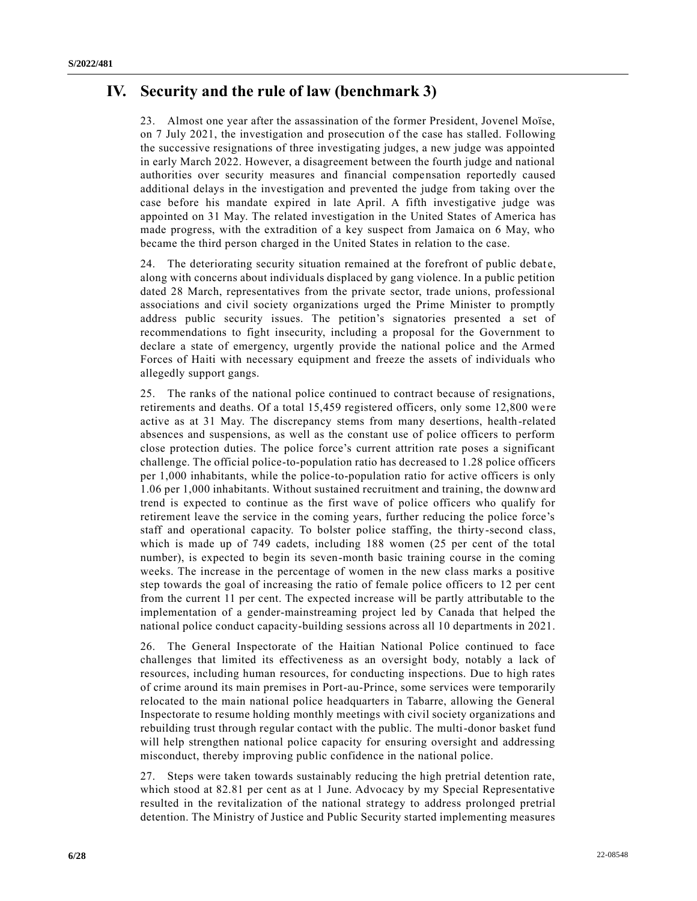## IV. Security and the rule of law (benchmark 3)

23. Almost one year after the assassination of the former President, Jovenel Moïse, on 7 July 2021, the investigation and prosecution of the case has stalled. Following the successive resignations of three investigating judges, a new judge was appointed in early March 2022. However, a disagreement between the fourth judge and national authorities over security measures and financial compensation reportedly caused additional delays in the investigation and prevented the judge from taking over the case before his mandate expired in late April. A fifth investigative judge was appointed on 31 May. The related investigation in the United States of America has made progress, with the extradition of a key suspect from Jamaica on 6 May, who became the third person charged in the United States in relation to the case.

24. The deteriorating security situation remained at the forefront of public debate, along with concerns about individuals displaced by gang violence. In a public petition dated 28 March, representatives from the private sector, trade unions, professional associations and civil society organizations urged the Prime Minister to promptly address public security issues. The petition's signatories presented a set of recommendations to fight insecurity, including a proposal for the Government to declare a state of emergency, urgently provide the national police and the Armed Forces of Haiti with necessary equipment and freeze the assets of individuals who allegedly support gangs.

25. The ranks of the national police continued to contract because of resignations, retirements and deaths. Of a total 15,459 registered officers, only some 12,800 were active as at 31 May. The discrepancy stems from many desertions, health-related absences and suspensions, as well as the constant use of police officers to perform close protection duties. The police force's current attrition rate poses a significant challenge. The official police-to-population ratio has decreased to 1.28 police officers per 1,000 inhabitants, while the police-to-population ratio for active officers is only 1.06 per 1,000 inhabitants. Without sustained recruitment and training, the downward trend is expected to continue as the first wave of police officers who qualify for retirement leave the service in the coming years, further reducing the police force's staff and operational capacity. To bolster police staffing, the thirty-second class, which is made up of 749 cadets, including 188 women (25 per cent of the total number), is expected to begin its seven-month basic training course in the coming weeks. The increase in the percentage of women in the new class marks a positive step towards the goal of increasing the ratio of female police officers to 12 per cent from the current 11 per cent. The expected increase will be partly attributable to the implementation of a gender-mainstreaming project led by Canada that helped the national police conduct capacity-building sessions across all 10 departments in 2021.

26. The General Inspectorate of the Haitian National Police continued to face challenges that limited its effectiveness as an oversight body, notably a lack of resources, including human resources, for conducting inspections. Due to high rates of crime around its main premises in Port-au-Prince, some services were temporarily relocated to the main national police headquarters in Tabarre, allowing the General Inspectorate to resume holding monthly meetings with civil society organizations and rebuilding trust through regular contact with the public. The multi-donor basket fund will help strengthen national police capacity for ensuring oversight and addressing misconduct, thereby improving public confidence in the national police.

27. Steps were taken towards sustainably reducing the high pretrial detention rate, which stood at 82.81 per cent as at 1 June. Advocacy by my Special Representative resulted in the revitalization of the national strategy to address prolonged pretrial detention. The Ministry of Justice and Public Security started implementing measures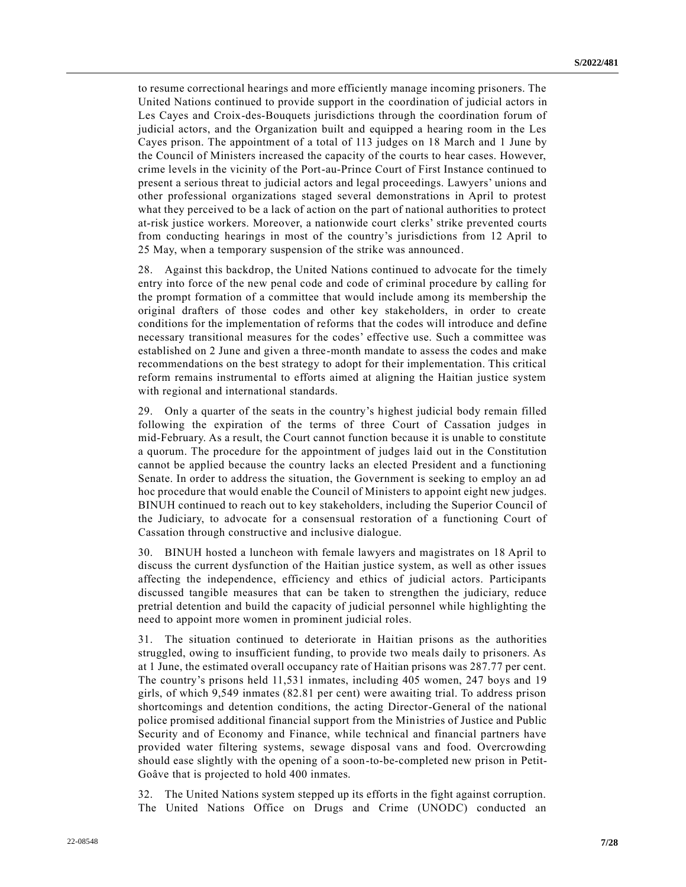to resume correctional hearings and more efficiently manage incoming prisoners. The United Nations continued to provide support in the coordination of judicial actors in Les Cayes and Croix-des-Bouquets jurisdictions through the coordination forum of judicial actors, and the Organization built and equipped a hearing room in the Les Cayes prison. The appointment of a total of 113 judges on 18 March and 1 June by the Council of Ministers increased the capacity of the courts to hear cases. However, crime levels in the vicinity of the Port-au-Prince Court of First Instance continued to present a serious threat to judicial actors and legal proceedings. Lawyers' unions and other professional organizations staged several demonstrations in April to protest what they perceived to be a lack of action on the part of national authorities to protect at-risk justice workers. Moreover, a nationwide court clerks' strike prevented courts from conducting hearings in most of the country's jurisdictions from 12 April to 25 May, when a temporary suspension of the strike was announced.

28. Against this backdrop, the United Nations continued to advocate for the timely entry into force of the new penal code and code of criminal procedure by calling for the prompt formation of a committee that would include among its membership the original drafters of those codes and other key stakeholders, in order to create conditions for the implementation of reforms that the codes will introduce and define necessary transitional measures for the codes' effective use. Such a committee was established on 2 June and given a three-month mandate to assess the codes and make recommendations on the best strategy to adopt for their implementation. This critical reform remains instrumental to efforts aimed at aligning the Haitian justice system with regional and international standards.

29. Only a quarter of the seats in the country's highest judicial body remain filled following the expiration of the terms of three Court of Cassation judges in mid-February. As a result, the Court cannot function because it is unable to constitute a quorum. The procedure for the appointment of judges laid out in the Constitution cannot be applied because the country lacks an elected President and a functioning Senate. In order to address the situation, the Government is seeking to employ an ad hoc procedure that would enable the Council of Ministers to appoint eight new judges. BINUH continued to reach out to key stakeholders, including the Superior Council of the Judiciary, to advocate for a consensual restoration of a functioning Court of Cassation through constructive and inclusive dialogue.

30. BINUH hosted a luncheon with female lawyers and magistrates on 18 April to discuss the current dysfunction of the Haitian justice system, as well as other issues affecting the independence, efficiency and ethics of judicial actors. Participants discussed tangible measures that can be taken to strengthen the judiciary, reduce pretrial detention and build the capacity of judicial personnel while highlighting the need to appoint more women in prominent judicial roles.

31. The situation continued to deteriorate in Haitian prisons as the authorities struggled, owing to insufficient funding, to provide two meals daily to prisoners. As at 1 June, the estimated overall occupancy rate of Haitian prisons was 287.77 per cent. The country's prisons held 11,531 inmates, including 405 women, 247 boys and 19 girls, of which 9,549 inmates (82.81 per cent) were awaiting trial. To address prison shortcomings and detention conditions, the acting Director-General of the national police promised additional financial support from the Ministries of Justice and Public Security and of Economy and Finance, while technical and financial partners have provided water filtering systems, sewage disposal vans and food. Overcrowding should ease slightly with the opening of a soon-to-be-completed new prison in Petit-Goâve that is projected to hold 400 inmates.

32. The United Nations system stepped up its efforts in the fight against corruption. The United Nations Office on Drugs and Crime (UNODC) conducted an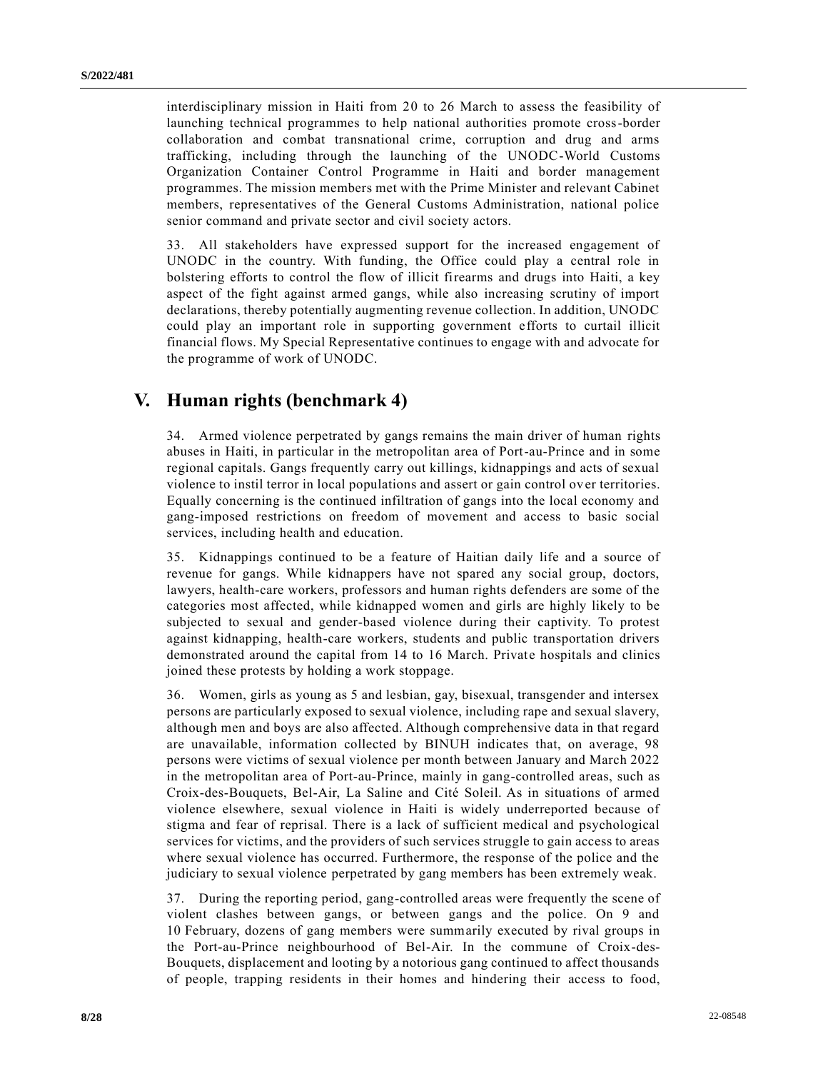interdisciplinary mission in Haiti from 20 to 26 March to assess the feasibility of launching technical programmes to help national authorities promote cross-border collaboration and combat transnational crime, corruption and drug and arms trafficking, including through the launching of the UNODC-World Customs Organization Container Control Programme in Haiti and border management programmes. The mission members met with the Prime Minister and relevant Cabinet members, representatives of the General Customs Administration, national police senior command and private sector and civil society actors.

33. All stakeholders have expressed support for the increased engagement of UNODC in the country. With funding, the Office could play a central role in bolstering efforts to control the flow of illicit firearms and drugs into Haiti, a key aspect of the fight against armed gangs, while also increasing scrutiny of import declarations, thereby potentially augmenting revenue collection. In addition, UNODC could play an important role in supporting government efforts to curtail illicit financial flows. My Special Representative continues to engage with and advocate for the programme of work of UNODC.

## V. Human rights (benchmark 4)

34. Armed violence perpetrated by gangs remains the main driver of human rights abuses in Haiti, in particular in the metropolitan area of Port-au-Prince and in some regional capitals. Gangs frequently carry out killings, kidnappings and acts of sexual violence to instil terror in local populations and assert or gain control over territories. Equally concerning is the continued infiltration of gangs into the local economy and gang-imposed restrictions on freedom of movement and access to basic social services, including health and education.

35. Kidnappings continued to be a feature of Haitian daily life and a source of revenue for gangs. While kidnappers have not spared any social group, doctors, lawyers, health-care workers, professors and human rights defenders are some of the categories most affected, while kidnapped women and girls are highly likely to be subjected to sexual and gender-based violence during their captivity. To protest against kidnapping, health-care workers, students and public transportation drivers demonstrated around the capital from 14 to 16 March. Private hospitals and clinics joined these protests by holding a work stoppage.

36. Women, girls as young as 5 and lesbian, gay, bisexual, transgender and intersex persons are particularly exposed to sexual violence, including rape and sexual slavery, although men and boys are also affected. Although comprehensive data in that regard are unavailable, information collected by BINUH indicates that, on average, 98 persons were victims of sexual violence per month between January and March 2022 in the metropolitan area of Port-au-Prince, mainly in gang-controlled areas, such as Croix-des-Bouquets, Bel-Air, La Saline and Cité Soleil. As in situations of armed violence elsewhere, sexual violence in Haiti is widely underreported because of stigma and fear of reprisal. There is a lack of sufficient medical and psychological services for victims, and the providers of such services struggle to gain access to areas where sexual violence has occurred. Furthermore, the response of the police and the judiciary to sexual violence perpetrated by gang members has been extremely weak.

37. During the reporting period, gang-controlled areas were frequently the scene of violent clashes between gangs, or between gangs and the police. On 9 and 10 February, dozens of gang members were summarily executed by rival groups in the Port-au-Prince neighbourhood of Bel-Air. In the commune of Croix-des-Bouquets, displacement and looting by a notorious gang continued to affect thousands of people, trapping residents in their homes and hindering their access to food,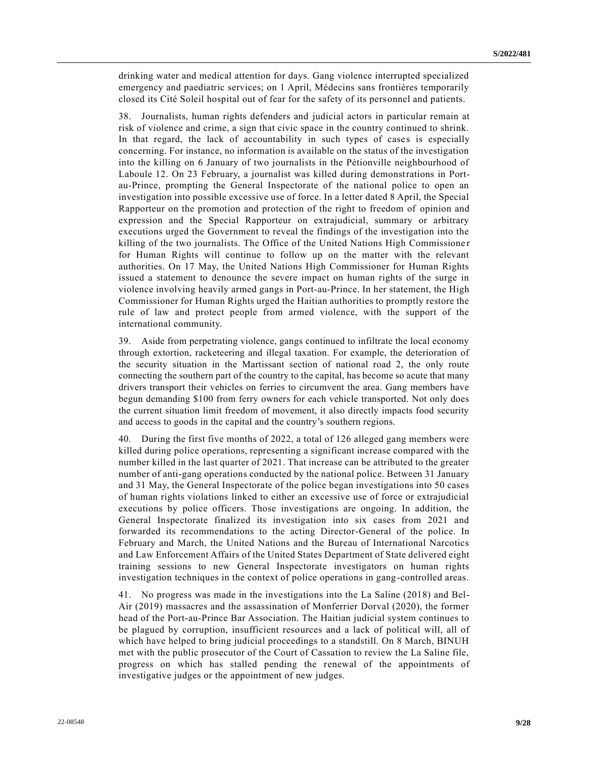drinking water and medical attention for days. Gang violence interrupted specialized emergency and paediatric services; on 1 April, Médecins sans frontières temporarily closed its Cité Soleil hospital out of fear for the safety of its personnel and patients.

38. Journalists, human rights defenders and judicial actors in particular remain at risk of violence and crime, a sign that civic space in the country continued to shrink. In that regard, the lack of accountability in such types of cases is especially concerning. For instance, no information is available on the status of the investigation into the killing on 6 January of two journalists in the Pétionville neighbourhood of Laboule 12. On 23 February, a journalist was killed during demonstrations in Port-au-Prince, prompting the General Inspectorate of the national police to open an investigation into possible excessive use of force. In a letter dated 8 April, the Special Rapporteur on the promotion and protection of the right to freedom of opinion and expression and the Special Rapporteur on extrajudicial, summary or arbitrary executions urged the Government to reveal the findings of the investigation into the killing of the two journalists. The Office of the United Nations High Commissioner for Human Rights will continue to follow up on the matter with the relevant authorities. On 17 May, the United Nations High Commissioner for Human Rights issued a statement to denounce the severe impact on human rights of the surge in violence involving heavily armed gangs in Port-au-Prince. In her statement, the High Commissioner for Human Rights urged the Haitian authorities to promptly restore the rule of law and protect people from armed violence, with the support of the international community.

39. Aside from perpetrating violence, gangs continued to infiltrate the local economy through extortion, racketeering and illegal taxation. For example, the deterioration of the security situation in the Martissant section of national road 2, the only route connecting the southern part of the country to the capital, has become so acute that many drivers transport their vehicles on ferries to circumvent the area. Gang members have begun demanding $100 from ferry owners for each vehicle transported. Not only does the current situation limit freedom of movement, it also directly impacts food security and access to goods in the capital and the country's southern regions.

40. During the first five months of 2022, a total of 126 alleged gang members were killed during police operations, representing a significant increase compared with the number killed in the last quarter of 2021. That increase can be attributed to the greater number of anti-gang operations conducted by the national police. Between 31 January and 31 May, the General Inspectorate of the police began investigations into 50 cases of human rights violations linked to either an excessive use of force or extrajudicial executions by police officers. Those investigations are ongoing. In addition, the General Inspectorate finalized its investigation into six cases from 2021 and forwarded its recommendations to the acting Director-General of the police. In February and March, the United Nations and the Bureau of International Narcotics and Law Enforcement Affairs of the United States Department of State delivered eight training sessions to new General Inspectorate investigators on human rights investigation techniques in the context of police operations in gang-controlled areas.

41. No progress was made in the investigations into the La Saline (2018) and Bel-Air (2019) massacres and the assassination of Monferrier Dorval (2020), the former head of the Port-au-Prince Bar Association. The Haitian judicial system continues to be plagued by corruption, insufficient resources and a lack of political will, all of which have helped to bring judicial proceedings to a standstill. On 8 March, BINUH met with the public prosecutor of the Court of Cassation to review the La Saline file, progress on which has stalled pending the renewal of the appointments of investigative judges or the appointment of new judges.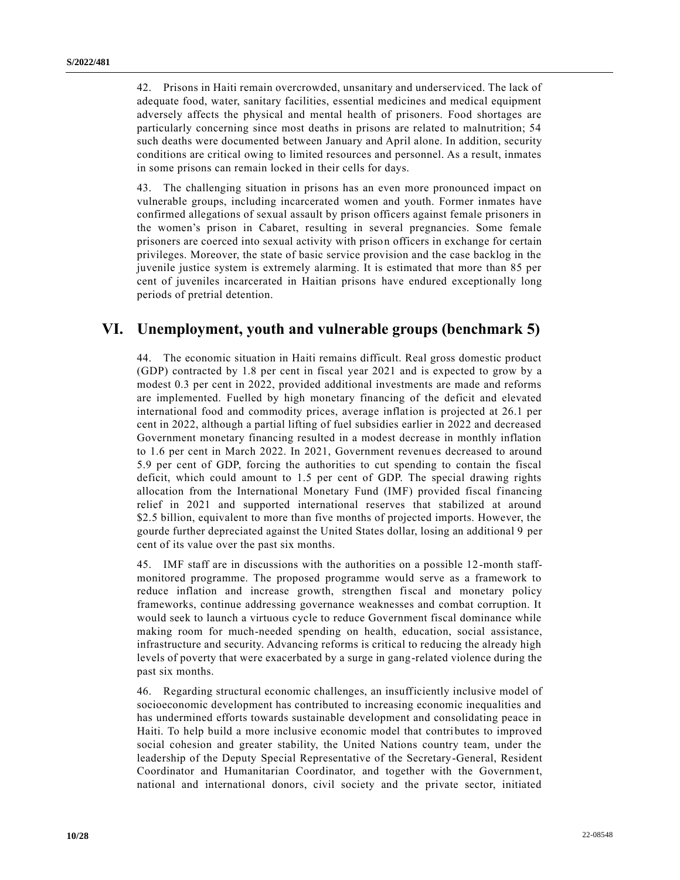42. Prisons in Haiti remain overcrowded, unsanitary and underserviced. The lack of adequate food, water, sanitary facilities, essential medicines and medical equipment adversely affects the physical and mental health of prisoners. Food shortages are particularly concerning since most deaths in prisons are related to malnutrition; 54 such deaths were documented between January and April alone. In addition, security conditions are critical owing to limited resources and personnel. As a result, inmates in some prisons can remain locked in their cells for days.

43. The challenging situation in prisons has an even more pronounced impact on vulnerable groups, including incarcerated women and youth. Former inmates have confirmed allegations of sexual assault by prison officers against female prisoners in the women's prison in Cabaret, resulting in several pregnancies. Some female prisoners are coerced into sexual activity with prison officers in exchange for certain privileges. Moreover, the state of basic service provision and the case backlog in the juvenile justice system is extremely alarming. It is estimated that more than 85 per cent of juveniles incarcerated in Haitian prisons have endured exceptionally long periods of pretrial detention.

# VI. Unemployment, youth and vulnerable groups (benchmark 5)

44. The economic situation in Haiti remains difficult. Real gross domestic product (GDP) contracted by 1.8 per cent in fiscal year 2021 and is expected to grow by a modest 0.3 per cent in 2022, provided additional investments are made and reforms are implemented. Fuelled by high monetary financing of the deficit and elevated international food and commodity prices, average inflation is projected at 26.1 per cent in 2022, although a partial lifting of fuel subsidies earlier in 2022 and decreased Government monetary financing resulted in a modest decrease in monthly inflation to 1.6 per cent in March 2022. In 2021, Government revenues decreased to around 5.9 per cent of GDP, forcing the authorities to cut spending to contain the fiscal deficit, which could amount to 1.5 per cent of GDP. The special drawing rights allocation from the International Monetary Fund (IMF) provided fiscal financing relief in 2021 and supported international reserves that stabilized at around $2.5 billion, equivalent to more than five months of projected imports. However, the gourde further depreciated against the United States dollar, losing an additional 9 per cent of its value over the past six months.

45. IMF staff are in discussions with the authorities on a possible 12-month staff-monitored programme. The proposed programme would serve as a framework to reduce inflation and increase growth, strengthen fiscal and monetary policy frameworks, continue addressing governance weaknesses and combat corruption. It would seek to launch a virtuous cycle to reduce Government fiscal dominance while making room for much-needed spending on health, education, social assistance, infrastructure and security. Advancing reforms is critical to reducing the already high levels of poverty that were exacerbated by a surge in gang-related violence during the past six months.

46. Regarding structural economic challenges, an insufficiently inclusive model of socioeconomic development has contributed to increasing economic inequalities and has undermined efforts towards sustainable development and consolidating peace in Haiti. To help build a more inclusive economic model that contributes to improved social cohesion and greater stability, the United Nations country team, under the leadership of the Deputy Special Representative of the Secretary-General, Resident Coordinator and Humanitarian Coordinator, and together with the Government, national and international donors, civil society and the private sector, initiated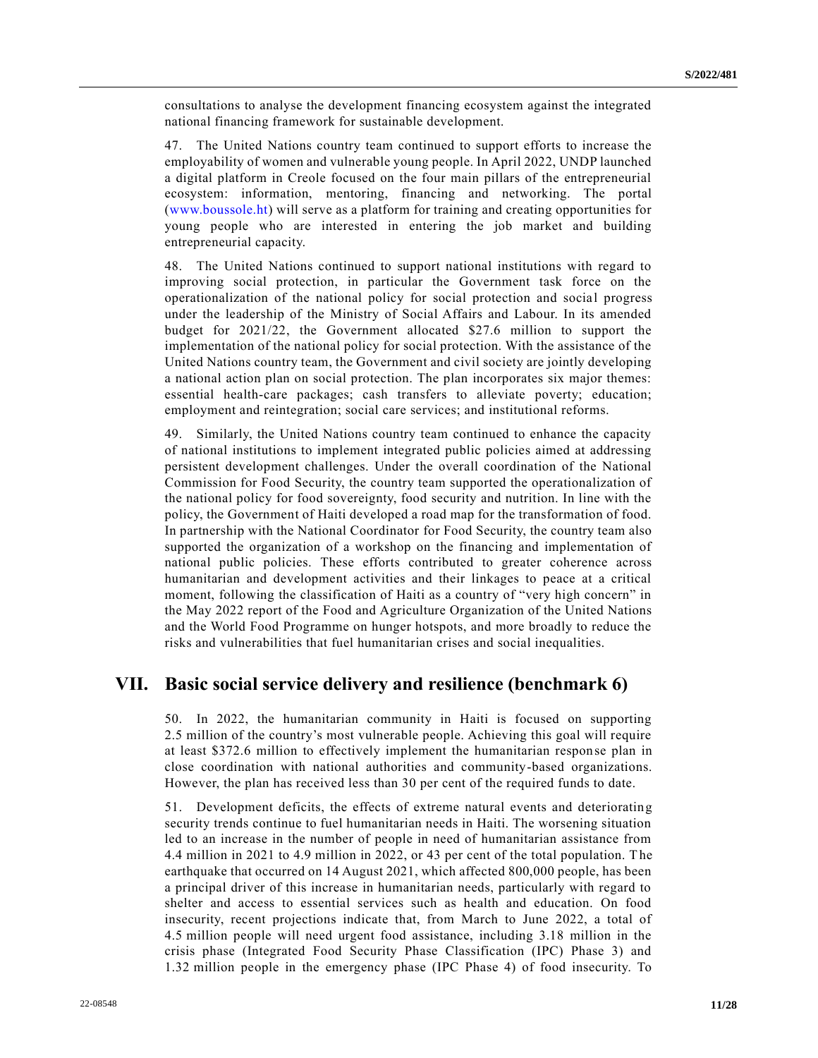consultations to analyse the development financing ecosystem against the integrated national financing framework for sustainable development.

47. The United Nations country team continued to support efforts to increase the employability of women and vulnerable young people. In April 2022, UNDP launched a digital platform in Creole focused on the four main pillars of the entrepreneurial ecosystem: information, mentoring, financing and networking. The portal (www.boussole.ht) will serve as a platform for training and creating opportunities for young people who are interested in entering the job market and building entrepreneurial capacity.

48. The United Nations continued to support national institutions with regard to improving social protection, in particular the Government task force on the operationalization of the national policy for social protection and social progress under the leadership of the Ministry of Social Affairs and Labour. In its amended budget for 2021/22, the Government allocated $27.6 million to support the implementation of the national policy for social protection. With the assistance of the United Nations country team, the Government and civil society are jointly developing a national action plan on social protection. The plan incorporates six major themes: essential health-care packages; cash transfers to alleviate poverty; education; employment and reintegration; social care services; and institutional reforms.

49. Similarly, the United Nations country team continued to enhance the capacity of national institutions to implement integrated public policies aimed at addressing persistent development challenges. Under the overall coordination of the National Commission for Food Security, the country team supported the operationalization of the national policy for food sovereignty, food security and nutrition. In line with the policy, the Government of Haiti developed a road map for the transformation of food. In partnership with the National Coordinator for Food Security, the country team also supported the organization of a workshop on the financing and implementation of national public policies. These efforts contributed to greater coherence across humanitarian and development activities and their linkages to peace at a critical moment, following the classification of Haiti as a country of "very high concern" in the May 2022 report of the Food and Agriculture Organization of the United Nations and the World Food Programme on hunger hotspots, and more broadly to reduce the risks and vulnerabilities that fuel humanitarian crises and social inequalities.

## VII. Basic social service delivery and resilience (benchmark 6)

50. In 2022, the humanitarian community in Haiti is focused on supporting 2.5 million of the country's most vulnerable people. Achieving this goal will require at least $372.6 million to effectively implement the humanitarian response plan in close coordination with national authorities and community-based organizations. However, the plan has received less than 30 per cent of the required funds to date.

51. Development deficits, the effects of extreme natural events and deteriorating security trends continue to fuel humanitarian needs in Haiti. The worsening situation led to an increase in the number of people in need of humanitarian assistance from 4.4 million in 2021 to 4.9 million in 2022, or 43 per cent of the total population. The earthquake that occurred on 14 August 2021, which affected 800,000 people, has been a principal driver of this increase in humanitarian needs, particularly with regard to shelter and access to essential services such as health and education. On food insecurity, recent projections indicate that, from March to June 2022, a total of 4.5 million people will need urgent food assistance, including 3.18 million in the crisis phase (Integrated Food Security Phase Classification (IPC) Phase 3) and 1.32 million people in the emergency phase (IPC Phase 4) of food insecurity. To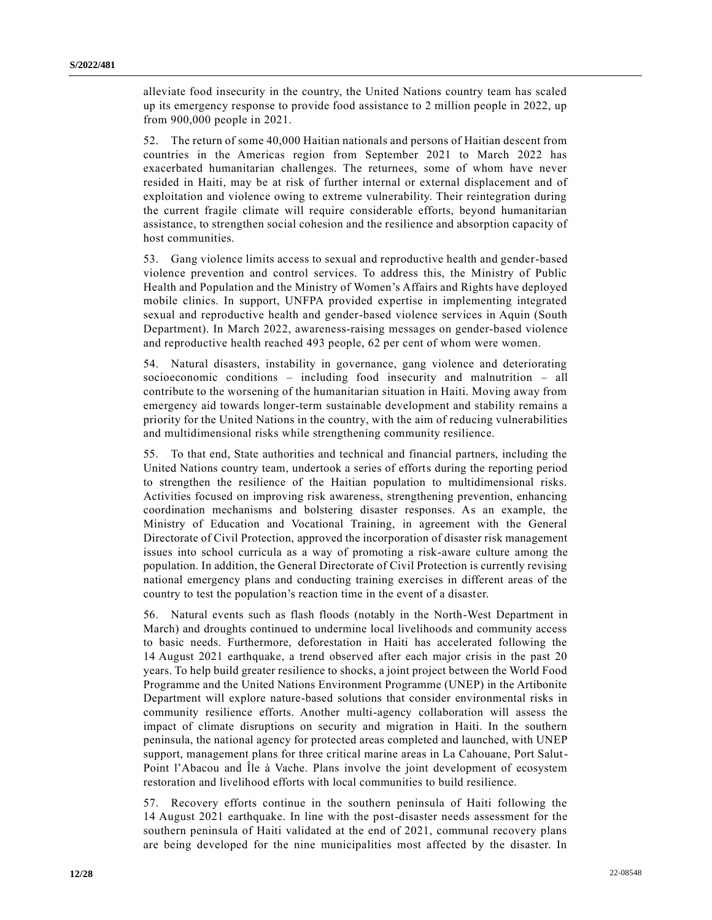alleviate food insecurity in the country, the United Nations country team has scaled up its emergency response to provide food assistance to 2 million people in 2022, up from 900,000 people in 2021.

52. The return of some 40,000 Haitian nationals and persons of Haitian descent from countries in the Americas region from September 2021 to March 2022 has exacerbated humanitarian challenges. The returnees, some of whom have never resided in Haiti, may be at risk of further internal or external displacement and of exploitation and violence owing to extreme vulnerability. Their reintegration during the current fragile climate will require considerable efforts, beyond humanitarian assistance, to strengthen social cohesion and the resilience and absorption capacity of host communities.

53. Gang violence limits access to sexual and reproductive health and gender-based violence prevention and control services. To address this, the Ministry of Public Health and Population and the Ministry of Women's Affairs and Rights have deployed mobile clinics. In support, UNFPA provided expertise in implementing integrated sexual and reproductive health and gender-based violence services in Aquin (South Department). In March 2022, awareness-raising messages on gender-based violence and reproductive health reached 493 people, 62 per cent of whom were women.

54. Natural disasters, instability in governance, gang violence and deteriorating socioeconomic conditions – including food insecurity and malnutrition – all contribute to the worsening of the humanitarian situation in Haiti. Moving away from emergency aid towards longer-term sustainable development and stability remains a priority for the United Nations in the country, with the aim of reducing vulnerabilities and multidimensional risks while strengthening community resilience.

55. To that end, State authorities and technical and financial partners, including the United Nations country team, undertook a series of efforts during the reporting period to strengthen the resilience of the Haitian population to multidimensional risks. Activities focused on improving risk awareness, strengthening prevention, enhancing coordination mechanisms and bolstering disaster responses. As an example, the Ministry of Education and Vocational Training, in agreement with the General Directorate of Civil Protection, approved the incorporation of disaster risk management issues into school curricula as a way of promoting a risk-aware culture among the population. In addition, the General Directorate of Civil Protection is currently revising national emergency plans and conducting training exercises in different areas of the country to test the population's reaction time in the event of a disaster.

56. Natural events such as flash floods (notably in the North-West Department in March) and droughts continued to undermine local livelihoods and community access to basic needs. Furthermore, deforestation in Haiti has accelerated following the 14 August 2021 earthquake, a trend observed after each major crisis in the past 20 years. To help build greater resilience to shocks, a joint project between the World Food Programme and the United Nations Environment Programme (UNEP) in the Artibonite Department will explore nature-based solutions that consider environmental risks in community resilience efforts. Another multi-agency collaboration will assess the impact of climate disruptions on security and migration in Haiti. In the southern peninsula, the national agency for protected areas completed and launched, with UNEP support, management plans for three critical marine areas in La Cahouane, Port Salut-Point l'Abacou and Île à Vache. Plans involve the joint development of ecosystem restoration and livelihood efforts with local communities to build resilience.

57. Recovery efforts continue in the southern peninsula of Haiti following the 14 August 2021 earthquake. In line with the post-disaster needs assessment for the southern peninsula of Haiti validated at the end of 2021, communal recovery plans are being developed for the nine municipalities most affected by the disaster. In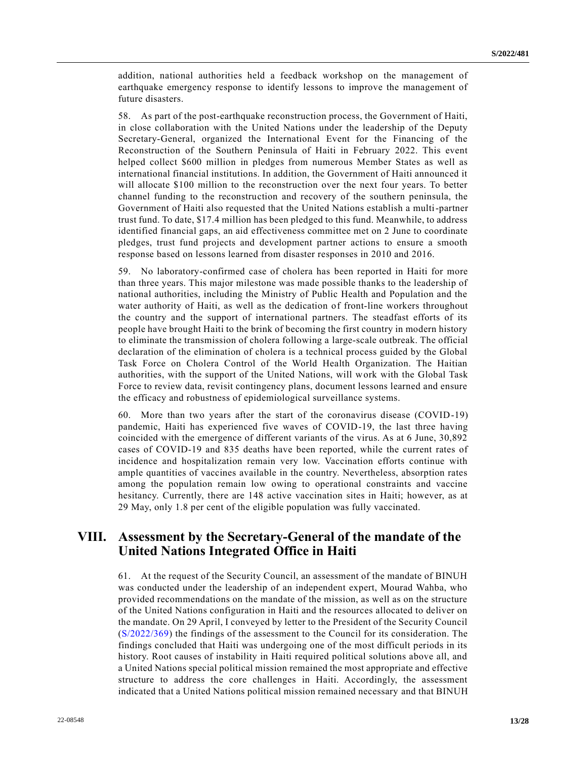addition, national authorities held a feedback workshop on the management of earthquake emergency response to identify lessons to improve the management of future disasters.

58. As part of the post-earthquake reconstruction process, the Government of Haiti, in close collaboration with the United Nations under the leadership of the Deputy Secretary-General, organized the International Event for the Financing of the Reconstruction of the Southern Peninsula of Haiti in February 2022. This event helped collect $600 million in pledges from numerous Member States as well as international financial institutions. In addition, the Government of Haiti announced it will allocate $100 million to the reconstruction over the next four years. To better channel funding to the reconstruction and recovery of the southern peninsula, the Government of Haiti also requested that the United Nations establish a multi-partner trust fund. To date, $17.4 million has been pledged to this fund. Meanwhile, to address identified financial gaps, an aid effectiveness committee met on 2 June to coordinate pledges, trust fund projects and development partner actions to ensure a smooth response based on lessons learned from disaster responses in 2010 and 2016.

59. No laboratory-confirmed case of cholera has been reported in Haiti for more than three years. This major milestone was made possible thanks to the leadership of national authorities, including the Ministry of Public Health and Population and the water authority of Haiti, as well as the dedication of front-line workers throughout the country and the support of international partners. The steadfast efforts of its people have brought Haiti to the brink of becoming the first country in modern history to eliminate the transmission of cholera following a large-scale outbreak. The official declaration of the elimination of cholera is a technical process guided by the Global Task Force on Cholera Control of the World Health Organization. The Haitian authorities, with the support of the United Nations, will work with the Global Task Force to review data, revisit contingency plans, document lessons learned and ensure the efficacy and robustness of epidemiological surveillance systems.

60. More than two years after the start of the coronavirus disease (COVID-19) pandemic, Haiti has experienced five waves of COVID-19, the last three having coincided with the emergence of different variants of the virus. As at 6 June, 30,892 cases of COVID-19 and 835 deaths have been reported, while the current rates of incidence and hospitalization remain very low. Vaccination efforts continue with ample quantities of vaccines available in the country. Nevertheless, absorption rates among the population remain low owing to operational constraints and vaccine hesitancy. Currently, there are 148 active vaccination sites in Haiti; however, as at 29 May, only 1.8 per cent of the eligible population was fully vaccinated.

## VIII. Assessment by the Secretary-General of the mandate of the United Nations Integrated Office in Haiti

61. At the request of the Security Council, an assessment of the mandate of BINUH was conducted under the leadership of an independent expert, Mourad Wahba, who provided recommendations on the mandate of the mission, as well as on the structure of the United Nations configuration in Haiti and the resources allocated to deliver on the mandate. On 29 April, I conveyed by letter to the President of the Security Council (S/2022/369) the findings of the assessment to the Council for its consideration. The findings concluded that Haiti was undergoing one of the most difficult periods in its history. Root causes of instability in Haiti required political solutions above all, and a United Nations special political mission remained the most appropriate and effective structure to address the core challenges in Haiti. Accordingly, the assessment indicated that a United Nations political mission remained necessary and that BINUH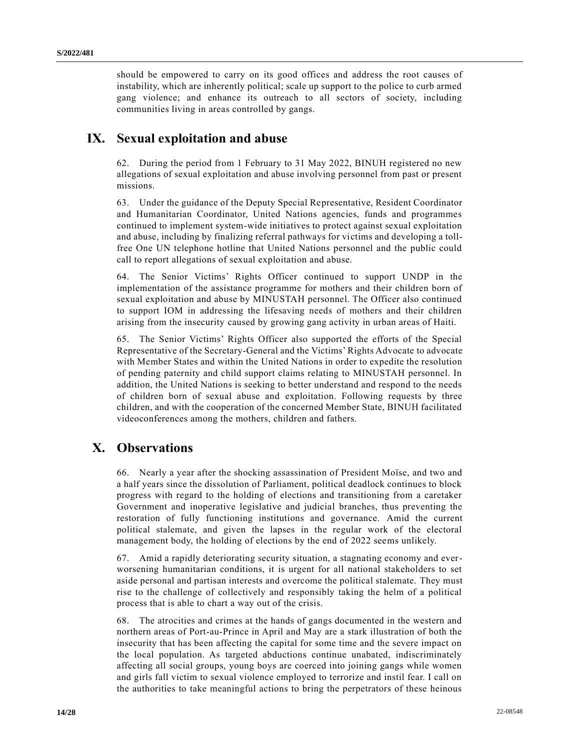should be empowered to carry on its good offices and address the root causes of instability, which are inherently political; scale up support to the police to curb armed gang violence; and enhance its outreach to all sectors of society, including communities living in areas controlled by gangs.

## IX. Sexual exploitation and abuse

62. During the period from 1 February to 31 May 2022, BINUH registered no new allegations of sexual exploitation and abuse involving personnel from past or present missions.

63. Under the guidance of the Deputy Special Representative, Resident Coordinator and Humanitarian Coordinator, United Nations agencies, funds and programmes continued to implement system-wide initiatives to protect against sexual exploitation and abuse, including by finalizing referral pathways for victims and developing a toll-free One UN telephone hotline that United Nations personnel and the public could call to report allegations of sexual exploitation and abuse.

64. The Senior Victims' Rights Officer continued to support UNDP in the implementation of the assistance programme for mothers and their children born of sexual exploitation and abuse by MINUSTAH personnel. The Officer also continued to support IOM in addressing the lifesaving needs of mothers and their children arising from the insecurity caused by growing gang activity in urban areas of Haiti.

65. The Senior Victims' Rights Officer also supported the efforts of the Special Representative of the Secretary-General and the Victims' Rights Advocate to advocate with Member States and within the United Nations in order to expedite the resolution of pending paternity and child support claims relating to MINUSTAH personnel. In addition, the United Nations is seeking to better understand and respond to the needs of children born of sexual abuse and exploitation. Following requests by three children, and with the cooperation of the concerned Member State, BINUH facilitated videoconferences among the mothers, children and fathers.

## X. Observations

66. Nearly a year after the shocking assassination of President Moïse, and two and a half years since the dissolution of Parliament, political deadlock continues to block progress with regard to the holding of elections and transitioning from a caretaker Government and inoperative legislative and judicial branches, thus preventing the restoration of fully functioning institutions and governance. Amid the current political stalemate, and given the lapses in the regular work of the electoral management body, the holding of elections by the end of 2022 seems unlikely.

67. Amid a rapidly deteriorating security situation, a stagnating economy and ever-worsening humanitarian conditions, it is urgent for all national stakeholders to set aside personal and partisan interests and overcome the political stalemate. They must rise to the challenge of collectively and responsibly taking the helm of a political process that is able to chart a way out of the crisis.

68. The atrocities and crimes at the hands of gangs documented in the western and northern areas of Port-au-Prince in April and May are a stark illustration of both the insecurity that has been affecting the capital for some time and the severe impact on the local population. As targeted abductions continue unabated, indiscriminately affecting all social groups, young boys are coerced into joining gangs while women and girls fall victim to sexual violence employed to terrorize and instil fear. I call on the authorities to take meaningful actions to bring the perpetrators of these heinous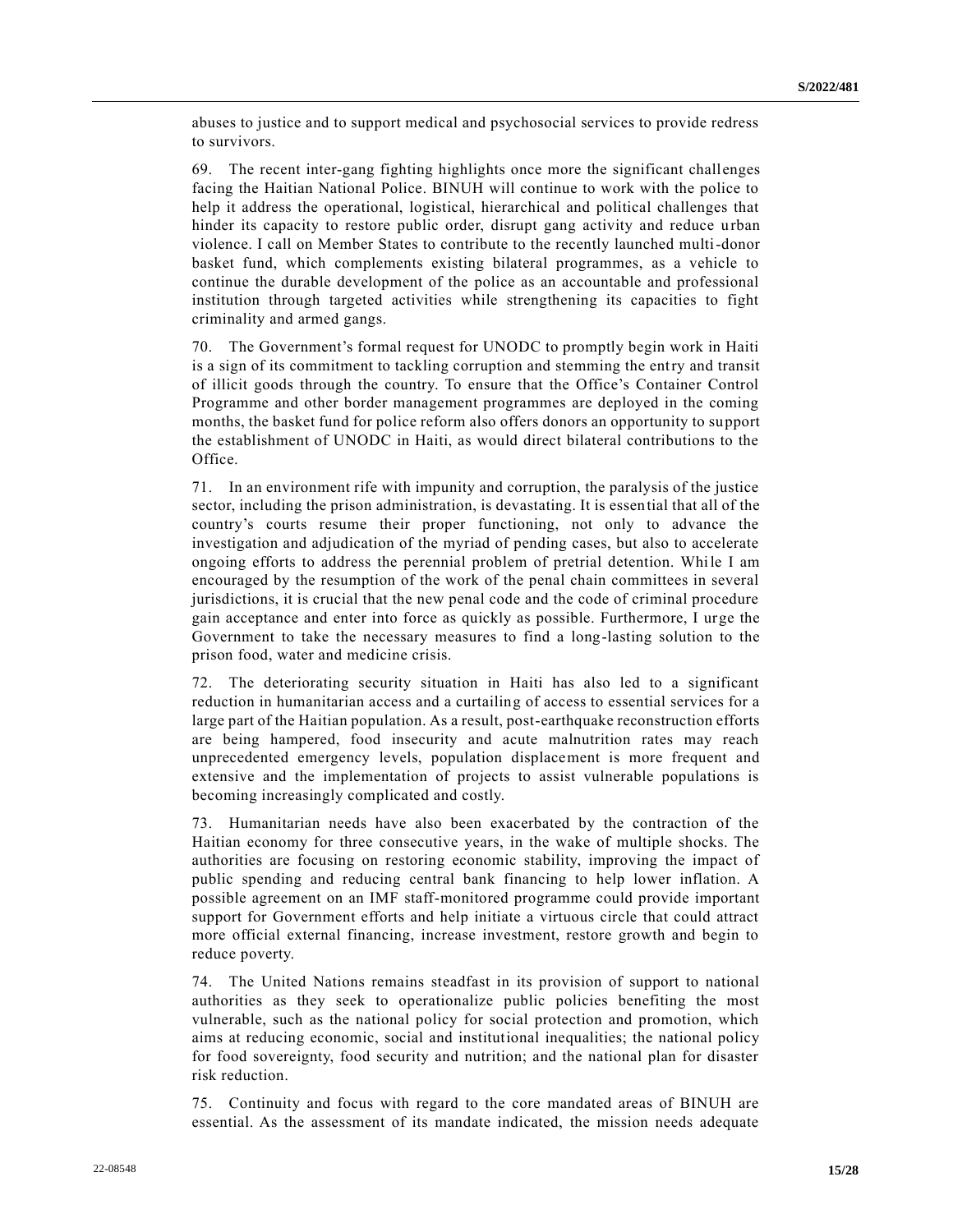abuses to justice and to support medical and psychosocial services to provide redress to survivors.

69. The recent inter-gang fighting highlights once more the significant challenges facing the Haitian National Police. BINUH will continue to work with the police to help it address the operational, logistical, hierarchical and political challenges that hinder its capacity to restore public order, disrupt gang activity and reduce urban violence. I call on Member States to contribute to the recently launched multi-donor basket fund, which complements existing bilateral programmes, as a vehicle to continue the durable development of the police as an accountable and professional institution through targeted activities while strengthening its capacities to fight criminality and armed gangs.

70. The Government's formal request for UNODC to promptly begin work in Haiti is a sign of its commitment to tackling corruption and stemming the entry and transit of illicit goods through the country. To ensure that the Office's Container Control Programme and other border management programmes are deployed in the coming months, the basket fund for police reform also offers donors an opportunity to support the establishment of UNODC in Haiti, as would direct bilateral contributions to the Office.

71. In an environment rife with impunity and corruption, the paralysis of the justice sector, including the prison administration, is devastating. It is essential that all of the country's courts resume their proper functioning, not only to advance the investigation and adjudication of the myriad of pending cases, but also to accelerate ongoing efforts to address the perennial problem of pretrial detention. While I am encouraged by the resumption of the work of the penal chain committees in several jurisdictions, it is crucial that the new penal code and the code of criminal procedure gain acceptance and enter into force as quickly as possible. Furthermore, I urge the Government to take the necessary measures to find a long-lasting solution to the prison food, water and medicine crisis.

72. The deteriorating security situation in Haiti has also led to a significant reduction in humanitarian access and a curtailing of access to essential services for a large part of the Haitian population. As a result, post-earthquake reconstruction efforts are being hampered, food insecurity and acute malnutrition rates may reach unprecedented emergency levels, population displacement is more frequent and extensive and the implementation of projects to assist vulnerable populations is becoming increasingly complicated and costly.

73. Humanitarian needs have also been exacerbated by the contraction of the Haitian economy for three consecutive years, in the wake of multiple shocks. The authorities are focusing on restoring economic stability, improving the impact of public spending and reducing central bank financing to help lower inflation. A possible agreement on an IMF staff-monitored programme could provide important support for Government efforts and help initiate a virtuous circle that could attract more official external financing, increase investment, restore growth and begin to reduce poverty.

74. The United Nations remains steadfast in its provision of support to national authorities as they seek to operationalize public policies benefiting the most vulnerable, such as the national policy for social protection and promotion, which aims at reducing economic, social and institutional inequalities; the national policy for food sovereignty, food security and nutrition; and the national plan for disaster risk reduction.

75. Continuity and focus with regard to the core mandated areas of BINUH are essential. As the assessment of its mandate indicated, the mission needs adequate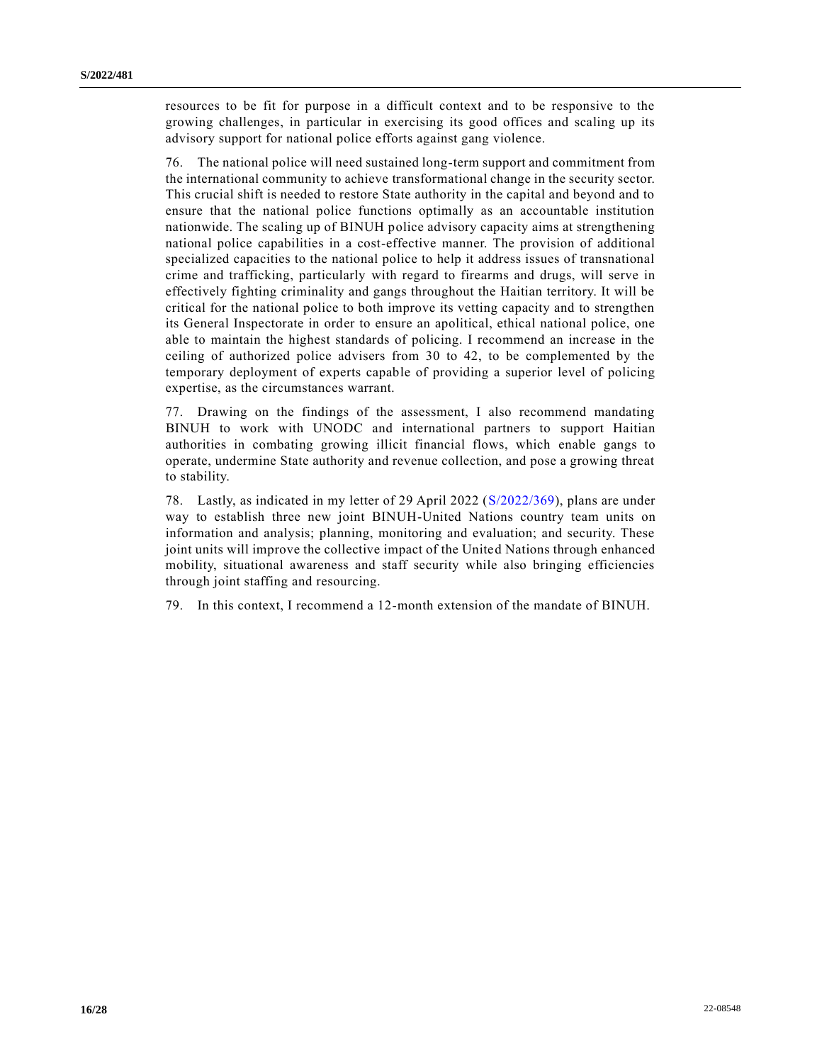resources to be fit for purpose in a difficult context and to be responsive to the growing challenges, in particular in exercising its good offices and scaling up its advisory support for national police efforts against gang violence.

76. The national police will need sustained long-term support and commitment from the international community to achieve transformational change in the security sector. This crucial shift is needed to restore State authority in the capital and beyond and to ensure that the national police functions optimally as an accountable institution nationwide. The scaling up of BINUH police advisory capacity aims at strengthening national police capabilities in a cost-effective manner. The provision of additional specialized capacities to the national police to help it address issues of transnational crime and trafficking, particularly with regard to firearms and drugs, will serve in effectively fighting criminality and gangs throughout the Haitian territory. It will be critical for the national police to both improve its vetting capacity and to strengthen its General Inspectorate in order to ensure an apolitical, ethical national police, one able to maintain the highest standards of policing. I recommend an increase in the ceiling of authorized police advisers from 30 to 42, to be complemented by the temporary deployment of experts capable of providing a superior level of policing expertise, as the circumstances warrant.

77. Drawing on the findings of the assessment, I also recommend mandating BINUH to work with UNODC and international partners to support Haitian authorities in combating growing illicit financial flows, which enable gangs to operate, undermine State authority and revenue collection, and pose a growing threat to stability.

78. Lastly, as indicated in my letter of 29 April 2022 (S/2022/369), plans are under way to establish three new joint BINUH-United Nations country team units on information and analysis; planning, monitoring and evaluation; and security. These joint units will improve the collective impact of the United Nations through enhanced mobility, situational awareness and staff security while also bringing efficiencies through joint staffing and resourcing.

79. In this context, I recommend a 12-month extension of the mandate of BINUH.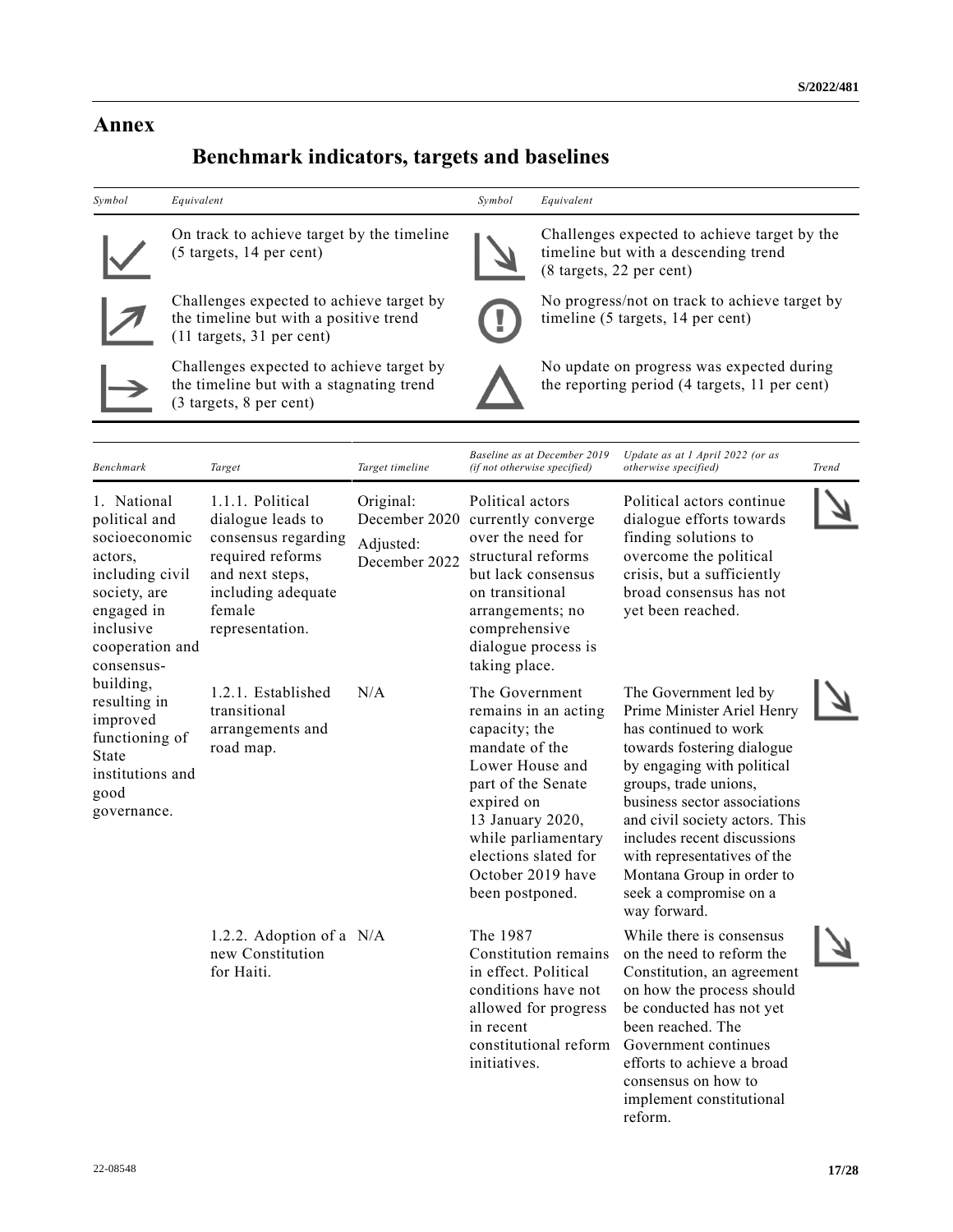# Annex

## Benchmark indicators, targets and baselines

| *Symbol* | *Equivalent* | *Symbol* | *Equivalent* |
|---|---|---|---|
| ✓ | On track to achieve target by the timeline (5 targets, 14 per cent) | ↘ | Challenges expected to achieve target by the timeline but with a descending trend (8 targets, 22 per cent) |
| ↗ | Challenges expected to achieve target by the timeline but with a positive trend (11 targets, 31 per cent) | ! | No progress/not on track to achieve target by timeline (5 targets, 14 per cent) |
| → | Challenges expected to achieve target by the timeline but with a stagnating trend (3 targets, 8 per cent) | △ | No update on progress was expected during the reporting period (4 targets, 11 per cent) |

| *Benchmark* | *Target* | *Target timeline* | *Baseline as at December 2019 (if not otherwise specified)* | *Update as at 1 April 2022 (or as otherwise specified)* | *Trend* |
|---|---|---|---|---|---|
| 1. National political and socioeconomic actors, including civil society, are engaged in inclusive cooperation and consensus-building, resulting in improved functioning of State institutions and good governance. | 1.1.1. Political dialogue leads to consensus regarding required reforms and next steps, including adequate female representation. | Original: December 2020<br>Adjusted: December 2022 | Political actors currently converge over the need for structural reforms but lack consensus on transitional arrangements; no comprehensive dialogue process is taking place. | Political actors continue dialogue efforts towards finding solutions to overcome the political crisis, but a sufficiently broad consensus has not yet been reached. | ↘ |
| | 1.2.1. Established transitional arrangements and road map. | N/A | The Government remains in an acting capacity; the mandate of the Lower House and part of the Senate expired on 13 January 2020, while parliamentary elections slated for October 2019 have been postponed. | The Government led by Prime Minister Ariel Henry has continued to work towards fostering dialogue by engaging with political groups, trade unions, business sector associations and civil society actors. This includes recent discussions with representatives of the Montana Group in order to seek a compromise on a way forward. | ↘ |
| | 1.2.2. Adoption of a new Constitution for Haiti. | N/A | The 1987 Constitution remains in effect. Political conditions have not allowed for progress in recent constitutional reform initiatives. | While there is consensus on the need to reform the Constitution, an agreement on how the process should be conducted has not yet been reached. The Government continues efforts to achieve a broad consensus on how to implement constitutional reform. | ↘ |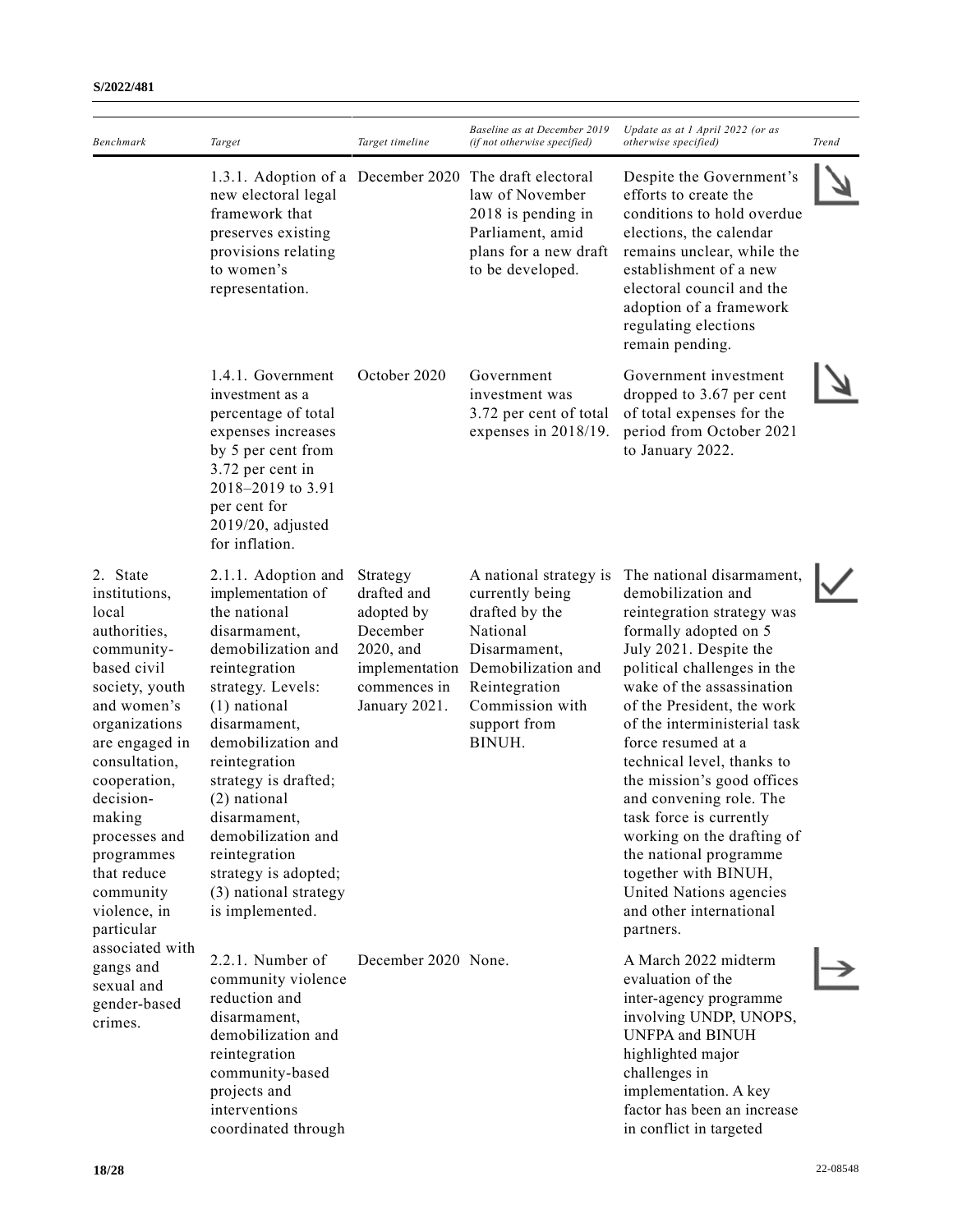| Benchmark | Target | Target timeline | Baseline as at December 2019 (if not otherwise specified) | Update as at 1 April 2022 (or as otherwise specified) | Trend |
|---|---|---|---|---|---|
| | 1.3.1. Adoption of a new electoral legal framework that preserves existing provisions relating to women's representation. | December 2020 | The draft electoral law of November 2018 is pending in Parliament, amid plans for a new draft to be developed. | Despite the Government's efforts to create the conditions to hold overdue elections, the calendar remains unclear, while the establishment of a new electoral council and the adoption of a framework regulating elections remain pending. | ↘ |
| | 1.4.1. Government investment as a percentage of total expenses increases by 5 per cent from 3.72 per cent in 2018–2019 to 3.91 per cent for 2019/20, adjusted for inflation. | October 2020 | Government investment was 3.72 per cent of total expenses in 2018/19. | Government investment dropped to 3.67 per cent of total expenses for the period from October 2021 to January 2022. | ↘ |
| 2. State institutions, local authorities, community-based civil society, youth and women's organizations are engaged in consultation, cooperation, decision-making processes and programmes that reduce community violence, in particular associated with gangs and sexual and gender-based crimes. | 2.1.1. Adoption and implementation of the national disarmament, demobilization and reintegration strategy. Levels: (1) national disarmament, demobilization and reintegration strategy is drafted; (2) national disarmament, demobilization and reintegration strategy is adopted; (3) national strategy is implemented. | Strategy drafted and adopted by December 2020, and implementation commences in January 2021. | A national strategy is currently being drafted by the National Disarmament, Demobilization and Reintegration Commission with support from BINUH. | The national disarmament, demobilization and reintegration strategy was formally adopted on 5 July 2021. Despite the political challenges in the wake of the assassination of the President, the work of the interministerial task force resumed at a technical level, thanks to the mission's good offices and convening role. The task force is currently working on the drafting of the national programme together with BINUH, United Nations agencies and other international partners. | ✓ |
| | 2.2.1. Number of community violence reduction and disarmament, demobilization and reintegration community-based projects and interventions coordinated through | December 2020 | None. | A March 2022 midterm evaluation of the inter-agency programme involving UNDP, UNOPS, UNFPA and BINUH highlighted major challenges in implementation. A key factor has been an increase in conflict in targeted | → |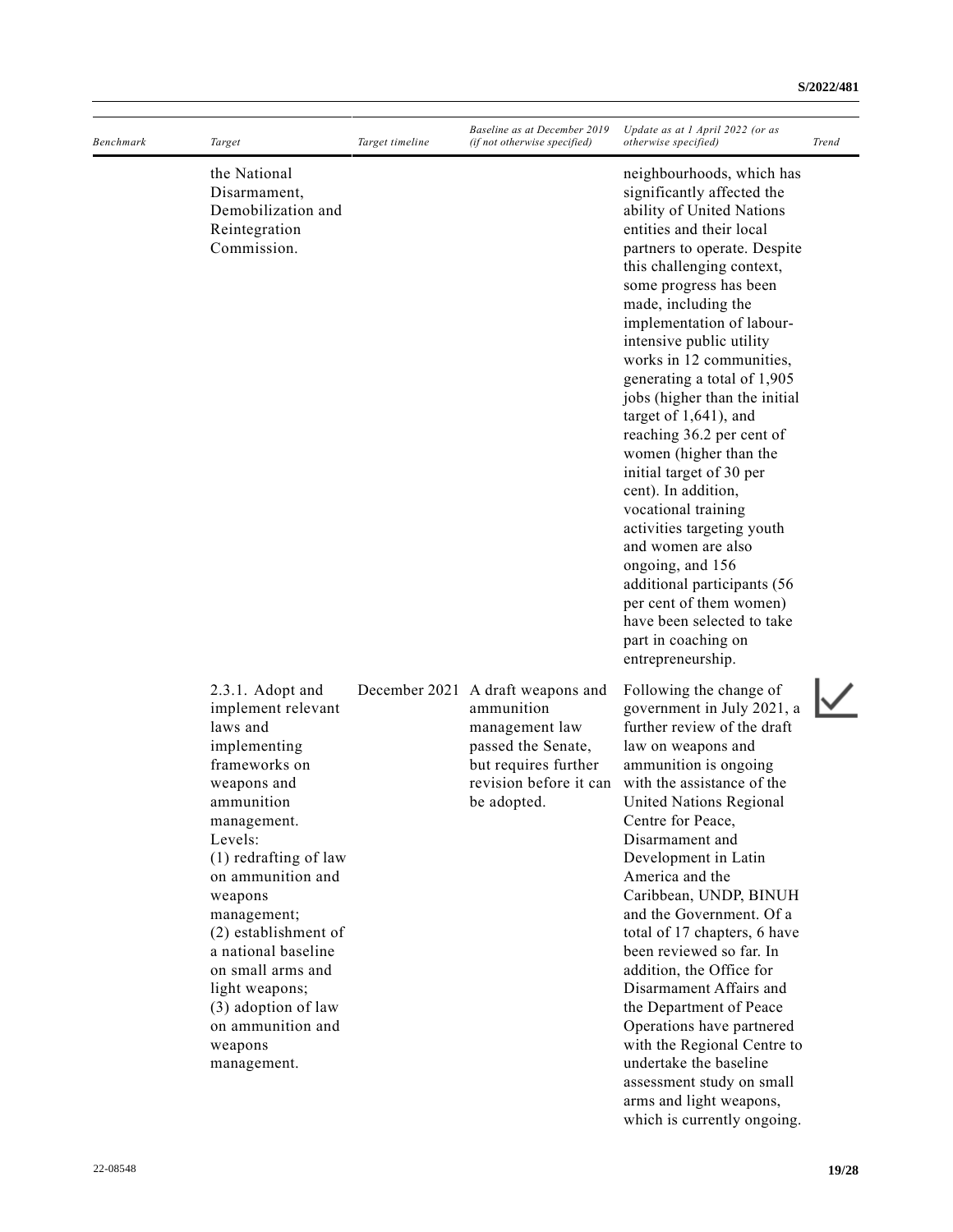| Benchmark | Target | Target timeline | Baseline as at December 2019 (if not otherwise specified) | Update as at 1 April 2022 (or as otherwise specified) | Trend |
|---|---|---|---|---|---|
| | the National Disarmament, Demobilization and Reintegration Commission. | | | neighbourhoods, which has significantly affected the ability of United Nations entities and their local partners to operate. Despite this challenging context, some progress has been made, including the implementation of labour-intensive public utility works in 12 communities, generating a total of 1,905 jobs (higher than the initial target of 1,641), and reaching 36.2 per cent of women (higher than the initial target of 30 per cent). In addition, vocational training activities targeting youth and women are also ongoing, and 156 additional participants (56 per cent of them women) have been selected to take part in coaching on entrepreneurship. | |
| | 2.3.1. Adopt and implement relevant laws and implementing frameworks on weapons and ammunition management. Levels: (1) redrafting of law on ammunition and weapons management; (2) establishment of a national baseline on small arms and light weapons; (3) adoption of law on ammunition and weapons management. | December 2021 | A draft weapons and ammunition management law passed the Senate, but requires further revision before it can be adopted. | Following the change of government in July 2021, a further review of the draft law on weapons and ammunition is ongoing with the assistance of the United Nations Regional Centre for Peace, Disarmament and Development in Latin America and the Caribbean, UNDP, BINUH and the Government. Of a total of 17 chapters, 6 have been reviewed so far. In addition, the Office for Disarmament Affairs and the Department of Peace Operations have partnered with the Regional Centre to undertake the baseline assessment study on small arms and light weapons, which is currently ongoing. | ✓ |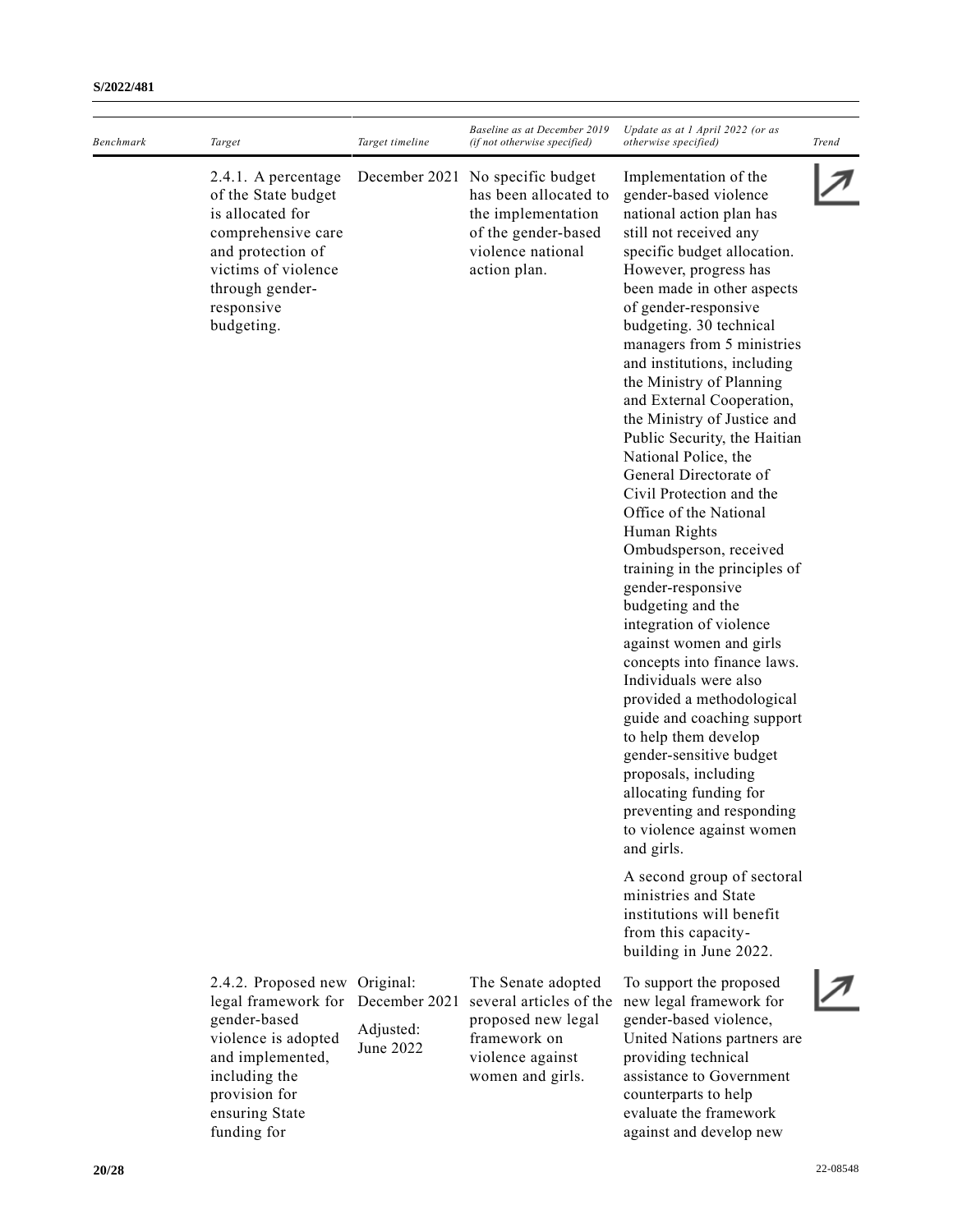| Benchmark | Target | Target timeline | Baseline as at December 2019 (if not otherwise specified) | Update as at 1 April 2022 (or as otherwise specified) | Trend |
|---|---|---|---|---|---|
| | 2.4.1. A percentage of the State budget is allocated for comprehensive care and protection of victims of violence through gender-responsive budgeting. | December 2021 | No specific budget has been allocated to the implementation of the gender-based violence national action plan. | Implementation of the gender-based violence national action plan has still not received any specific budget allocation. However, progress has been made in other aspects of gender-responsive budgeting. 30 technical managers from 5 ministries and institutions, including the Ministry of Planning and External Cooperation, the Ministry of Justice and Public Security, the Haitian National Police, the General Directorate of Civil Protection and the Office of the National Human Rights Ombudsperson, received training in the principles of gender-responsive budgeting and the integration of violence against women and girls concepts into finance laws. Individuals were also provided a methodological guide and coaching support to help them develop gender-sensitive budget proposals, including allocating funding for preventing and responding to violence against women and girls.<br><br>A second group of sectoral ministries and State institutions will benefit from this capacity-building in June 2022. | ↗ |
| | 2.4.2. Proposed new legal framework for gender-based violence is adopted and implemented, including the provision for ensuring State funding for | Original: December 2021<br><br>Adjusted: June 2022 | The Senate adopted several articles of the proposed new legal framework on violence against women and girls. | To support the proposed new legal framework for gender-based violence, United Nations partners are providing technical assistance to Government counterparts to help evaluate the framework against and develop new | ↗ |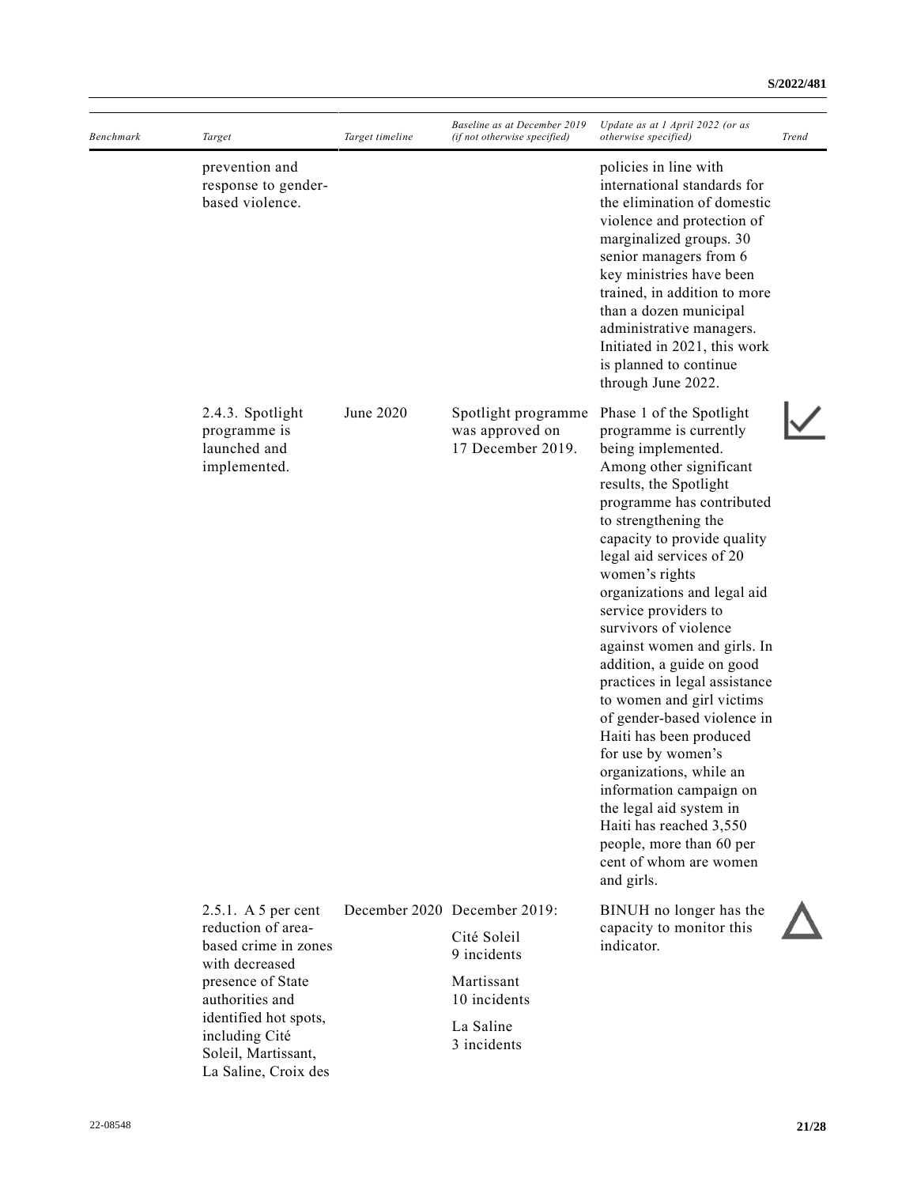| Benchmark | Target | Target timeline | Baseline as at December 2019 (if not otherwise specified) | Update as at 1 April 2022 (or as otherwise specified) | Trend |
|---|---|---|---|---|---|
| | prevention and response to gender-based violence. | | | policies in line with international standards for the elimination of domestic violence and protection of marginalized groups. 30 senior managers from 6 key ministries have been trained, in addition to more than a dozen municipal administrative managers. Initiated in 2021, this work is planned to continue through June 2022. | |
| | 2.4.3. Spotlight programme is launched and implemented. | June 2020 | Spotlight programme was approved on 17 December 2019. | Phase 1 of the Spotlight programme is currently being implemented. Among other significant results, the Spotlight programme has contributed to strengthening the capacity to provide quality legal aid services of 20 women's rights organizations and legal aid service providers to survivors of violence against women and girls. In addition, a guide on good practices in legal assistance to women and girl victims of gender-based violence in Haiti has been produced for use by women's organizations, while an information campaign on the legal aid system in Haiti has reached 3,550 people, more than 60 per cent of whom are women and girls. | ✓ |
| | 2.5.1. A 5 per cent reduction of area-based crime in zones with decreased presence of State authorities and identified hot spots, including Cité Soleil, Martissant, La Saline, Croix des | December 2020 | December 2019: Cité Soleil 9 incidents; Martissant 10 incidents; La Saline 3 incidents | BINUH no longer has the capacity to monitor this indicator. | △ |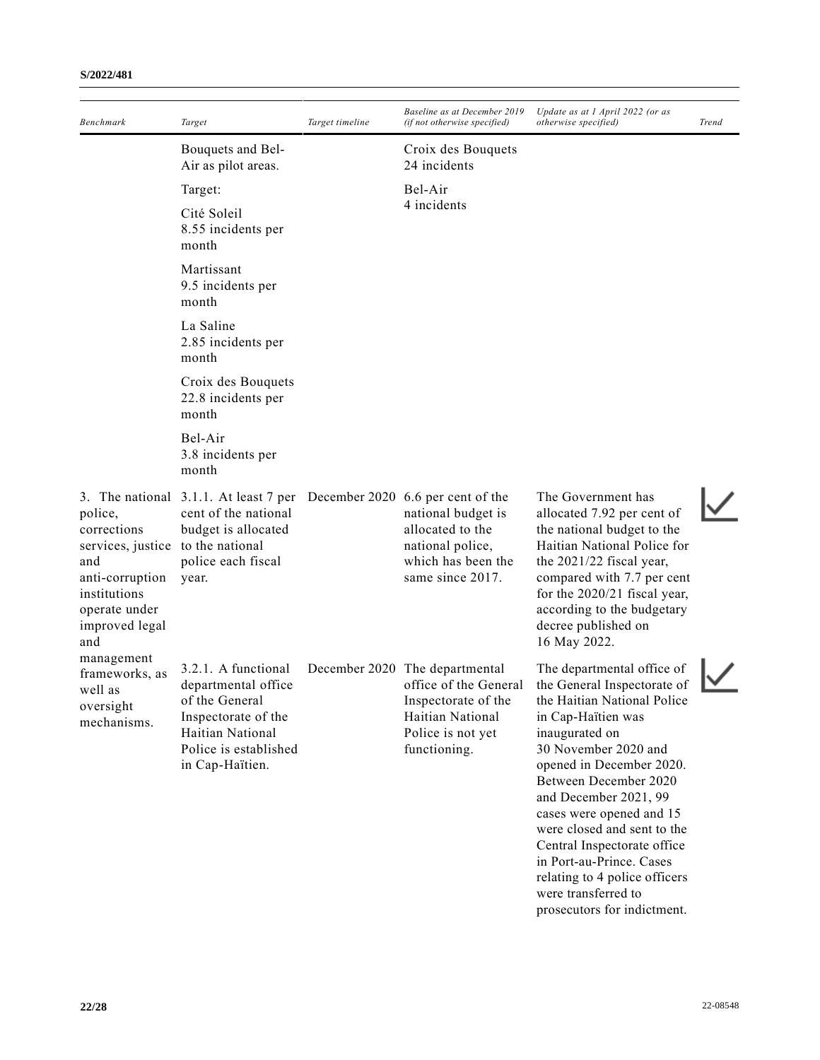| *Benchmark* | *Target* | *Target timeline* | *Baseline as at December 2019 (if not otherwise specified)* | *Update as at 1 April 2022 (or as otherwise specified)* | *Trend* |
|---|---|---|---|---|---|
| | Bouquets and Bel-Air as pilot areas.<br><br>Target:<br><br>Cité Soleil<br>8.55 incidents per month<br><br>Martissant<br>9.5 incidents per month<br><br>La Saline<br>2.85 incidents per month<br><br>Croix des Bouquets<br>22.8 incidents per month<br><br>Bel-Air<br>3.8 incidents per month | | Croix des Bouquets<br>24 incidents<br><br>Bel-Air<br>4 incidents | | |
| 3. The national police, corrections services, justice and anti-corruption institutions operate under improved legal and management frameworks, as well as oversight mechanisms. | 3.1.1. At least 7 per cent of the national budget is allocated to the national police each fiscal year. | December 2020 | 6.6 per cent of the national budget is allocated to the national police, which has been the same since 2017. | The Government has allocated 7.92 per cent of the national budget to the Haitian National Police for the 2021/22 fiscal year, compared with 7.7 per cent for the 2020/21 fiscal year, according to the budgetary decree published on 16 May 2022. | ✓ |
| | 3.2.1. A functional departmental office of the General Inspectorate of the Haitian National Police is established in Cap-Haïtien. | December 2020 | The departmental office of the General Inspectorate of the Haitian National Police is not yet functioning. | The departmental office of the General Inspectorate of the Haitian National Police in Cap-Haïtien was inaugurated on 30 November 2020 and opened in December 2020. Between December 2020 and December 2021, 99 cases were opened and 15 were closed and sent to the Central Inspectorate office in Port-au-Prince. Cases relating to 4 police officers were transferred to prosecutors for indictment. | ✓ |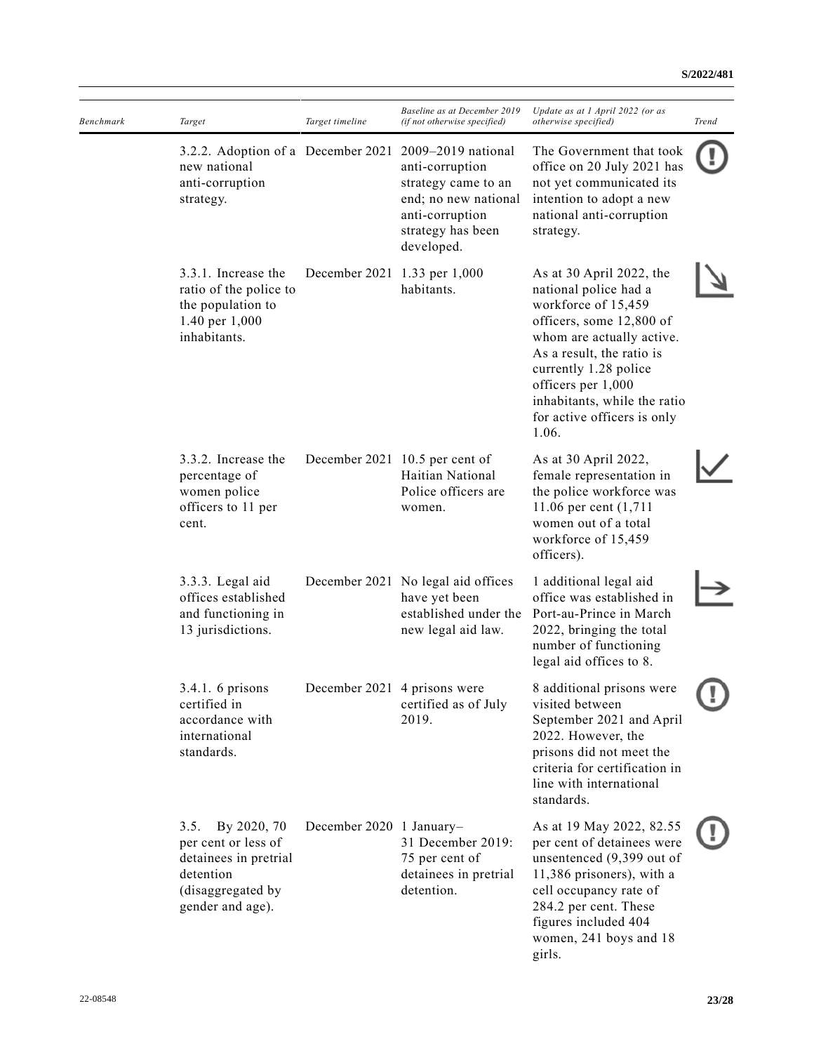| *Benchmark* | *Target* | *Target timeline* | *Baseline as at December 2019 (if not otherwise specified)* | *Update as at 1 April 2022 (or as otherwise specified)* | *Trend* |
|---|---|---|---|---|---|
| | 3.2.2. Adoption of a new national anti-corruption strategy. | December 2021 | 2009–2019 national anti-corruption strategy came to an end; no new national anti-corruption strategy has been developed. | The Government that took office on 20 July 2021 has not yet communicated its intention to adopt a new national anti-corruption strategy. | (!) |
| | 3.3.1. Increase the ratio of the police to the population to 1.40 per 1,000 inhabitants. | December 2021 | 1.33 per 1,000 habitants. | As at 30 April 2022, the national police had a workforce of 15,459 officers, some 12,800 of whom are actually active. As a result, the ratio is currently 1.28 police officers per 1,000 inhabitants, while the ratio for active officers is only 1.06. | ↘ |
| | 3.3.2. Increase the percentage of women police officers to 11 per cent. | December 2021 | 10.5 per cent of Haitian National Police officers are women. | As at 30 April 2022, female representation in the police workforce was 11.06 per cent (1,711 women out of a total workforce of 15,459 officers). | ✓ |
| | 3.3.3. Legal aid offices established and functioning in 13 jurisdictions. | December 2021 | No legal aid offices have yet been established under the new legal aid law. | 1 additional legal aid office was established in Port-au-Prince in March 2022, bringing the total number of functioning legal aid offices to 8. | → |
| | 3.4.1. 6 prisons certified in accordance with international standards. | December 2021 | 4 prisons were certified as of July 2019. | 8 additional prisons were visited between September 2021 and April 2022. However, the prisons did not meet the criteria for certification in line with international standards. | (!) |
| | 3.5. By 2020, 70 per cent or less of detainees in pretrial detention (disaggregated by gender and age). | December 2020 | 1 January–31 December 2019: 75 per cent of detainees in pretrial detention. | As at 19 May 2022, 82.55 per cent of detainees were unsentenced (9,399 out of 11,386 prisoners), with a cell occupancy rate of 284.2 per cent. These figures included 404 women, 241 boys and 18 girls. | (!) |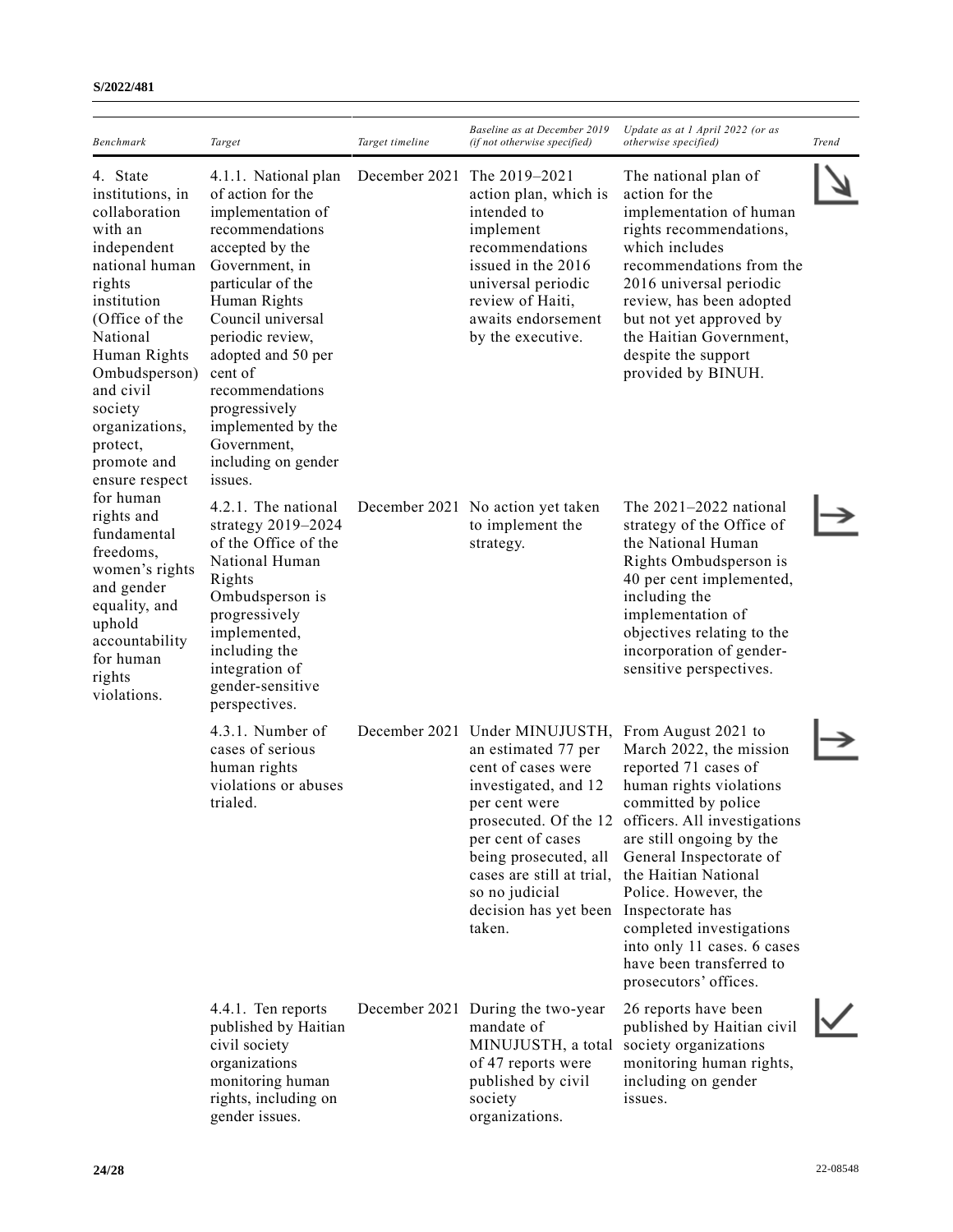| Benchmark | Target | Target timeline | Baseline as at December 2019 (if not otherwise specified) | Update as at 1 April 2022 (or as otherwise specified) | Trend |
|---|---|---|---|---|---|
| 4. State institutions, in collaboration with an independent national human rights institution (Office of the National Human Rights Ombudsperson) and civil society organizations, protect, promote and ensure respect for human rights and fundamental freedoms, women's rights and gender equality, and uphold accountability for human rights violations. | 4.1.1. National plan of action for the implementation of recommendations accepted by the Government, in particular of the Human Rights Council universal periodic review, adopted and 50 per cent of recommendations progressively implemented by the Government, including on gender issues. | December 2021 | The 2019–2021 action plan, which is intended to implement recommendations issued in the 2016 universal periodic review of Haiti, awaits endorsement by the executive. | The national plan of action for the implementation of human rights recommendations, which includes recommendations from the 2016 universal periodic review, has been adopted but not yet approved by the Haitian Government, despite the support provided by BINUH. | ↘ |
| | 4.2.1. The national strategy 2019–2024 of the Office of the National Human Rights Ombudsperson is progressively implemented, including the integration of gender-sensitive perspectives. | December 2021 | No action yet taken to implement the strategy. | The 2021–2022 national strategy of the Office of the National Human Rights Ombudsperson is 40 per cent implemented, including the implementation of objectives relating to the incorporation of gender-sensitive perspectives. | → |
| | 4.3.1. Number of cases of serious human rights violations or abuses trialed. | December 2021 | Under MINUJUSTH, an estimated 77 per cent of cases were investigated, and 12 per cent were prosecuted. Of the 12 per cent of cases being prosecuted, all cases are still at trial, so no judicial decision has yet been taken. | From August 2021 to March 2022, the mission reported 71 cases of human rights violations committed by police officers. All investigations are still ongoing by the General Inspectorate of the Haitian National Police. However, the Inspectorate has completed investigations into only 11 cases. 6 cases have been transferred to prosecutors' offices. | → |
| | 4.4.1. Ten reports published by Haitian civil society organizations monitoring human rights, including on gender issues. | December 2021 | During the two-year mandate of MINUJUSTH, a total of 47 reports were published by civil society organizations. | 26 reports have been published by Haitian civil society organizations monitoring human rights, including on gender issues. | ✓ |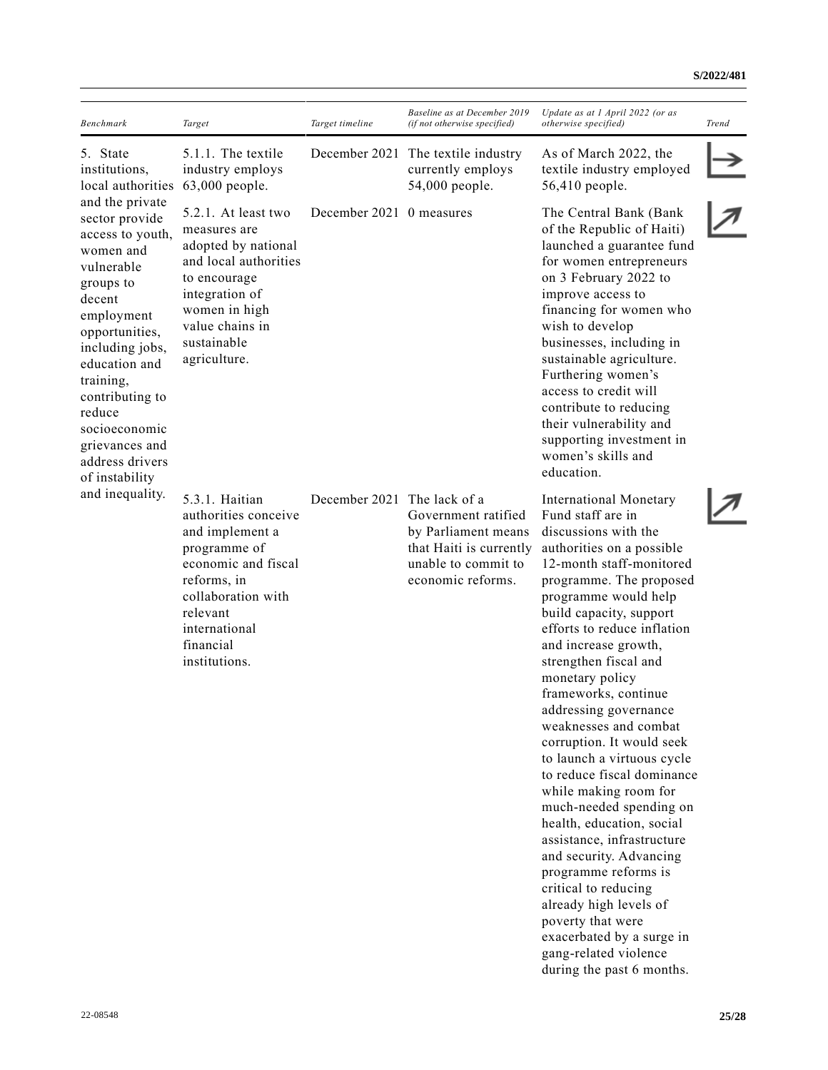| *Benchmark* | *Target* | *Target timeline* | *Baseline as at December 2019 (if not otherwise specified)* | *Update as at 1 April 2022 (or as otherwise specified)* | *Trend* |
|---|---|---|---|---|---|
| 5. State institutions, local authorities and the private sector provide access to youth, women and vulnerable groups to decent employment opportunities, including jobs, education and training, contributing to reduce socioeconomic grievances and address drivers of instability and inequality. | 5.1.1. The textile industry employs 63,000 people. | December 2021 | The textile industry currently employs 54,000 people. | As of March 2022, the textile industry employed 56,410 people. | → |
| | 5.2.1. At least two measures are adopted by national and local authorities to encourage integration of women in high value chains in sustainable agriculture. | December 2021 | 0 measures | The Central Bank (Bank of the Republic of Haiti) launched a guarantee fund for women entrepreneurs on 3 February 2022 to improve access to financing for women who wish to develop businesses, including in sustainable agriculture. Furthering women's access to credit will contribute to reducing their vulnerability and supporting investment in women's skills and education. | ↗ |
| | 5.3.1. Haitian authorities conceive and implement a programme of economic and fiscal reforms, in collaboration with relevant international financial institutions. | December 2021 | The lack of a Government ratified by Parliament means that Haiti is currently unable to commit to economic reforms. | International Monetary Fund staff are in discussions with the authorities on a possible 12-month staff-monitored programme. The proposed programme would help build capacity, support efforts to reduce inflation and increase growth, strengthen fiscal and monetary policy frameworks, continue addressing governance weaknesses and combat corruption. It would seek to launch a virtuous cycle to reduce fiscal dominance while making room for much-needed spending on health, education, social assistance, infrastructure and security. Advancing programme reforms is critical to reducing already high levels of poverty that were exacerbated by a surge in gang-related violence during the past 6 months. | ↗ |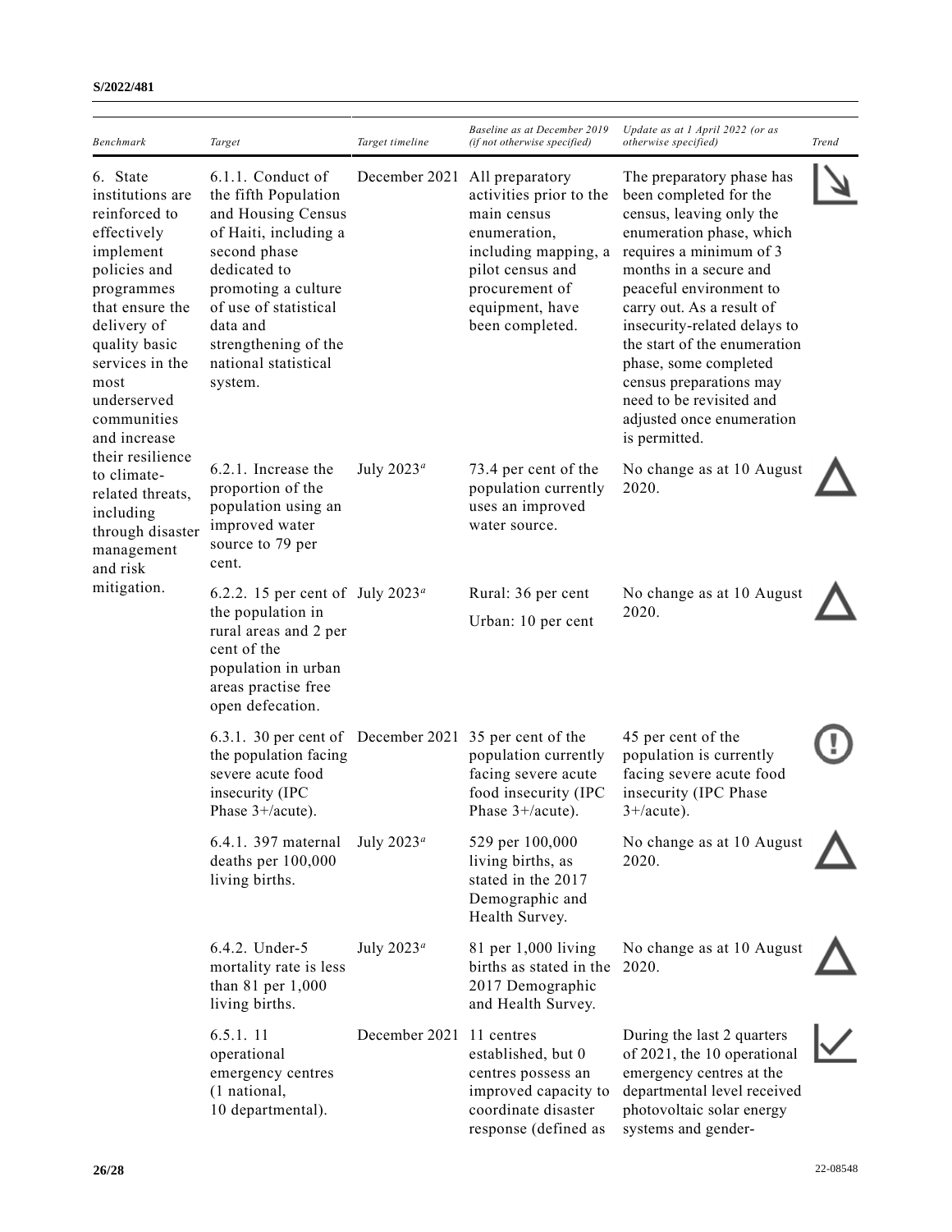| Benchmark | Target | Target timeline | Baseline as at December 2019 (if not otherwise specified) | Update as at 1 April 2022 (or as otherwise specified) | Trend |
|---|---|---|---|---|---|
| 6. State institutions are reinforced to effectively implement policies and programmes that ensure the delivery of quality basic services in the most underserved communities and increase their resilience to climate-related threats, including through disaster management and risk mitigation. | 6.1.1. Conduct of the fifth Population and Housing Census of Haiti, including a second phase dedicated to promoting a culture of use of statistical data and strengthening of the national statistical system. | December 2021 | All preparatory activities prior to the main census enumeration, including mapping, a pilot census and procurement of equipment, have been completed. | The preparatory phase has been completed for the census, leaving only the enumeration phase, which requires a minimum of 3 months in a secure and peaceful environment to carry out. As a result of insecurity-related delays to the start of the enumeration phase, some completed census preparations may need to be revisited and adjusted once enumeration is permitted. | ↘ |
| | 6.2.1. Increase the proportion of the population using an improved water source to 79 per cent. | July 2023[a] | 73.4 per cent of the population currently uses an improved water source. | No change as at 10 August 2020. | △ |
| | 6.2.2. 15 per cent of the population in rural areas and 2 per cent of the population in urban areas practise free open defecation. | July 2023[a] | Rural: 36 per cent<br>Urban: 10 per cent | No change as at 10 August 2020. | △ |
| | 6.3.1. 30 per cent of the population facing severe acute food insecurity (IPC Phase 3+/acute). | December 2021 | 35 per cent of the population currently facing severe acute food insecurity (IPC Phase 3+/acute). | 45 per cent of the population is currently facing severe acute food insecurity (IPC Phase 3+/acute). | ! |
| | 6.4.1. 397 maternal deaths per 100,000 living births. | July 2023[a] | 529 per 100,000 living births, as stated in the 2017 Demographic and Health Survey. | No change as at 10 August 2020. | △ |
| | 6.4.2. Under-5 mortality rate is less than 81 per 1,000 living births. | July 2023[a] | 81 per 1,000 living births as stated in the 2017 Demographic and Health Survey. | No change as at 10 August 2020. | △ |
| | 6.5.1. 11 operational emergency centres (1 national, 10 departmental). | December 2021 | 11 centres established, but 0 centres possess an improved capacity to coordinate disaster response (defined as | During the last 2 quarters of 2021, the 10 operational emergency centres at the departmental level received photovoltaic solar energy systems and gender- | ✓ |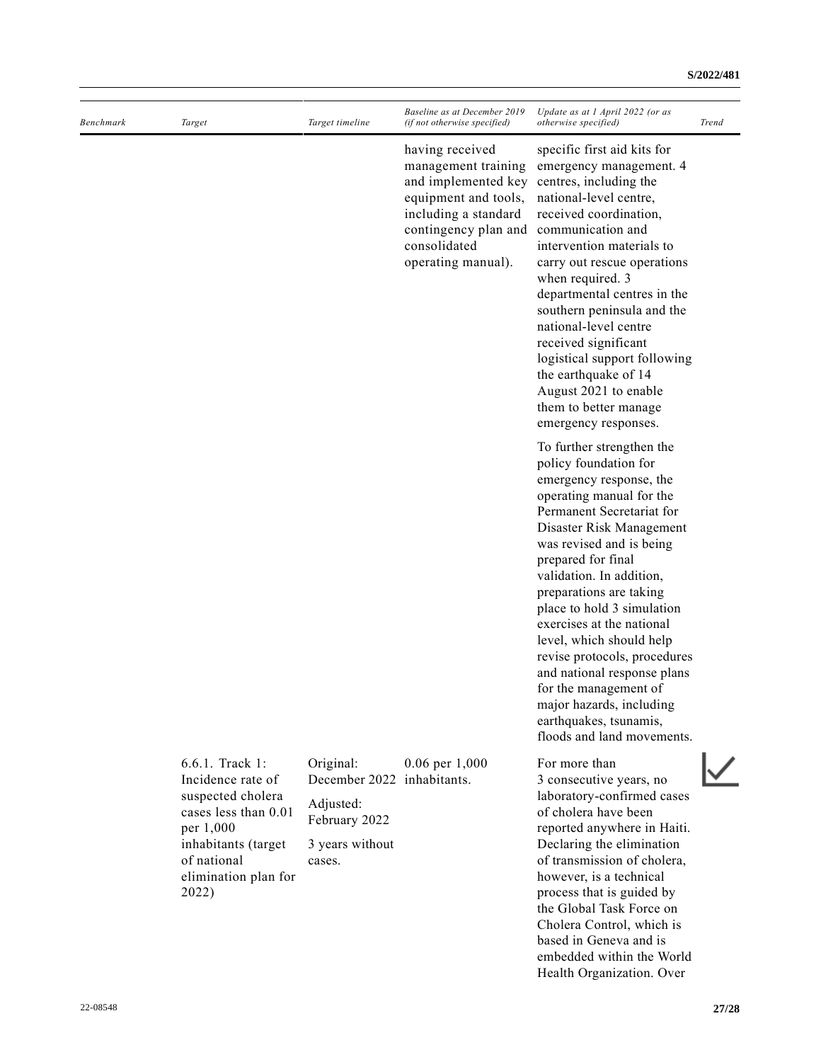| Benchmark | Target | Target timeline | Baseline as at December 2019 (if not otherwise specified) | Update as at 1 April 2022 (or as otherwise specified) | Trend |
| --- | --- | --- | --- | --- | --- |
| | | | having received management training and implemented key equipment and tools, including a standard contingency plan and consolidated operating manual). | specific first aid kits for emergency management. 4 centres, including the national-level centre, received coordination, communication and intervention materials to carry out rescue operations when required. 3 departmental centres in the southern peninsula and the national-level centre received significant logistical support following the earthquake of 14 August 2021 to enable them to better manage emergency responses.<br><br>To further strengthen the policy foundation for emergency response, the operating manual for the Permanent Secretariat for Disaster Risk Management was revised and is being prepared for final validation. In addition, preparations are taking place to hold 3 simulation exercises at the national level, which should help revise protocols, procedures and national response plans for the management of major hazards, including earthquakes, tsunamis, floods and land movements. | |
| | 6.6.1. Track 1: Incidence rate of suspected cholera cases less than 0.01 per 1,000 inhabitants (target of national elimination plan for 2022) | Original: December 2022<br><br>Adjusted: February 2022<br><br>3 years without cases. | 0.06 per 1,000 inhabitants. | For more than 3 consecutive years, no laboratory-confirmed cases of cholera have been reported anywhere in Haiti. Declaring the elimination of transmission of cholera, however, is a technical process that is guided by the Global Task Force on Cholera Control, which is based in Geneva and is embedded within the World Health Organization. Over | ✓ |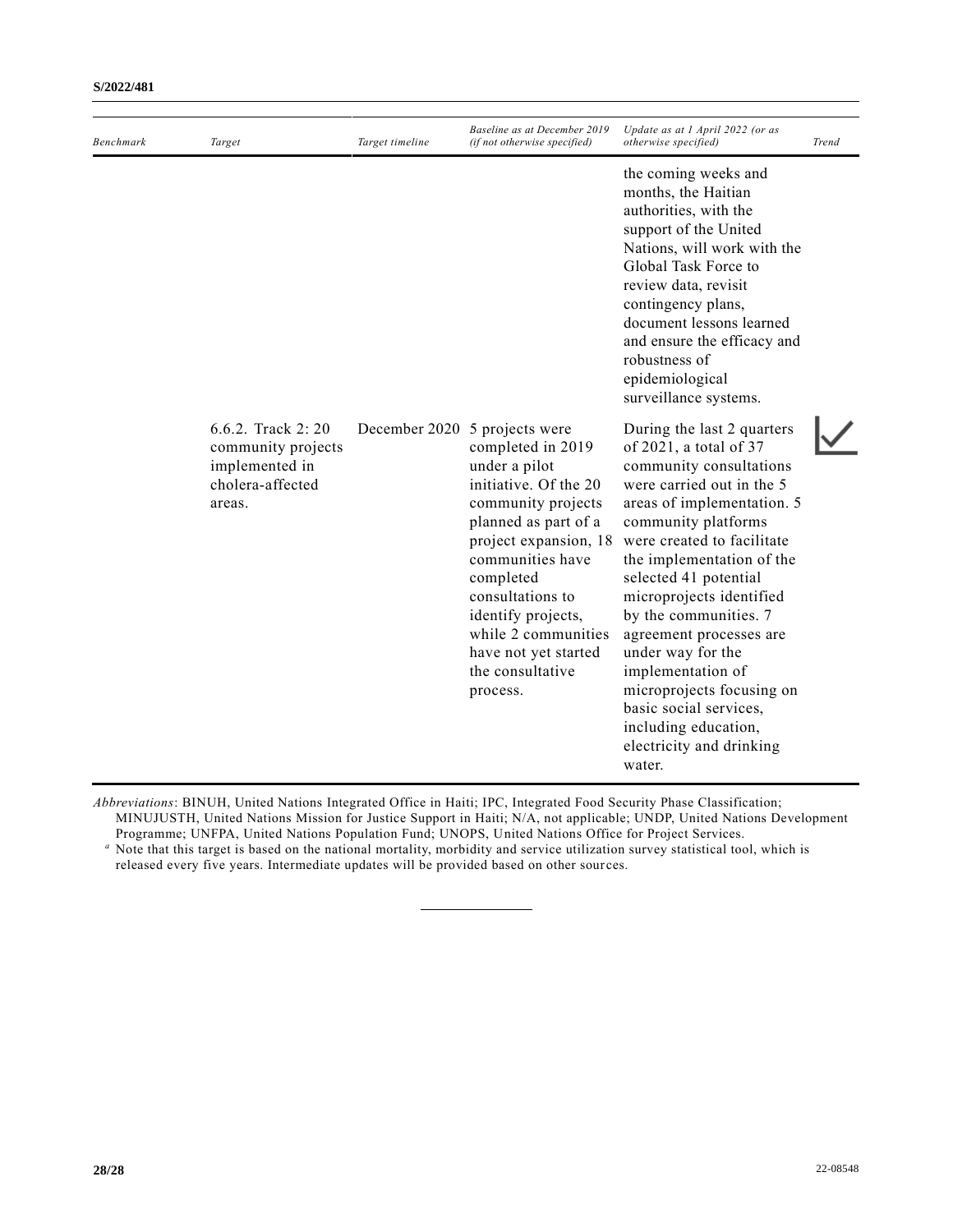| Benchmark | Target | Target timeline | Baseline as at December 2019 (if not otherwise specified) | Update as at 1 April 2022 (or as otherwise specified) | Trend |
|---|---|---|---|---|---|
| | | | | the coming weeks and months, the Haitian authorities, with the support of the United Nations, will work with the Global Task Force to review data, revisit contingency plans, document lessons learned and ensure the efficacy and robustness of epidemiological surveillance systems. | |
| | 6.6.2. Track 2: 20 community projects implemented in cholera-affected areas. | December 2020 | 5 projects were completed in 2019 under a pilot initiative. Of the 20 community projects planned as part of a project expansion, 18 communities have completed consultations to identify projects, while 2 communities have not yet started the consultative process. | During the last 2 quarters of 2021, a total of 37 community consultations were carried out in the 5 areas of implementation. 5 community platforms were created to facilitate the implementation of the selected 41 potential microprojects identified by the communities. 7 agreement processes are under way for the implementation of microprojects focusing on basic social services, including education, electricity and drinking water. | ✓ |

*Abbreviations*: BINUH, United Nations Integrated Office in Haiti; IPC, Integrated Food Security Phase Classification; MINUJUSTH, United Nations Mission for Justice Support in Haiti; N/A, not applicable; UNDP, United Nations Development Programme; UNFPA, United Nations Population Fund; UNOPS, United Nations Office for Project Services.

[a] Note that this target is based on the national mortality, morbidity and service utilization survey statistical tool, which is released every five years. Intermediate updates will be provided based on other sources.